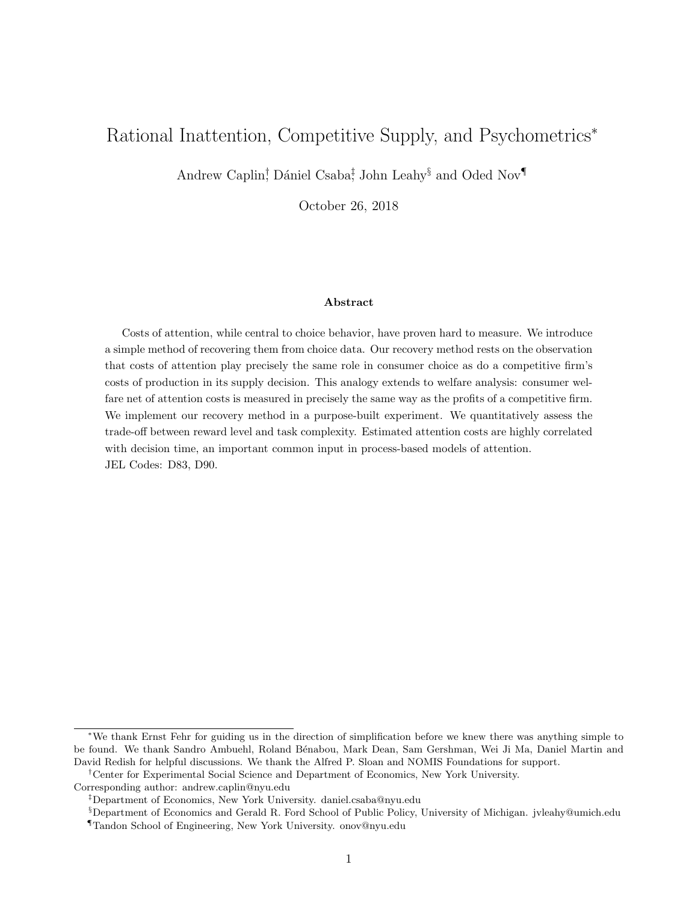# Rational Inattention, Competitive Supply, and Psychometrics*

Andrew Caplin[†], Dániel Csaba[‡], John Leahy[§] and Oded Nov[¶]

October 26, 2018

### Abstract

Costs of attention, while central to choice behavior, have proven hard to measure. We introduce a simple method of recovering them from choice data. Our recovery method rests on the observation that costs of attention play precisely the same role in consumer choice as do a competitive firm's costs of production in its supply decision. This analogy extends to welfare analysis: consumer welfare net of attention costs is measured in precisely the same way as the profits of a competitive firm. We implement our recovery method in a purpose-built experiment. We quantitatively assess the trade-off between reward level and task complexity. Estimated attention costs are highly correlated with decision time, an important common input in process-based models of attention.

JEL Codes: D83, D90.

---

[*] We thank Ernst Fehr for guiding us in the direction of simplification before we knew there was anything simple to be found. We thank Sandro Ambuehl, Roland Bénabou, Mark Dean, Sam Gershman, Wei Ji Ma, Daniel Martin and David Redish for helpful discussions. We thank the Alfred P. Sloan and NOMIS Foundations for support.

[†] Center for Experimental Social Science and Department of Economics, New York University. Corresponding author: andrew.caplin@nyu.edu

[‡] Department of Economics, New York University. daniel.csaba@nyu.edu

[§] Department of Economics and Gerald R. Ford School of Public Policy, University of Michigan. jvleahy@umich.edu

[¶] Tandon School of Engineering, New York University. onov@nyu.edu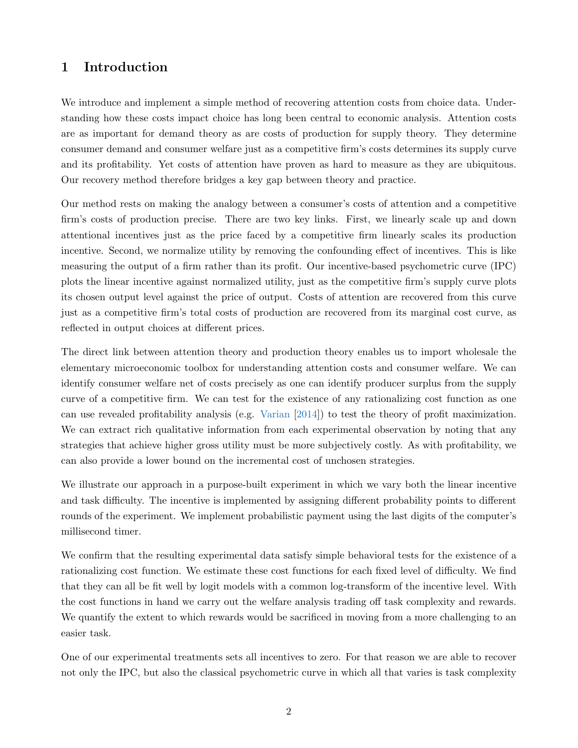## 1 Introduction

We introduce and implement a simple method of recovering attention costs from choice data. Understanding how these costs impact choice has long been central to economic analysis. Attention costs are as important for demand theory as are costs of production for supply theory. They determine consumer demand and consumer welfare just as a competitive firm's costs determines its supply curve and its profitability. Yet costs of attention have proven as hard to measure as they are ubiquitous. Our recovery method therefore bridges a key gap between theory and practice.

Our method rests on making the analogy between a consumer's costs of attention and a competitive firm's costs of production precise. There are two key links. First, we linearly scale up and down attentional incentives just as the price faced by a competitive firm linearly scales its production incentive. Second, we normalize utility by removing the confounding effect of incentives. This is like measuring the output of a firm rather than its profit. Our incentive-based psychometric curve (IPC) plots the linear incentive against normalized utility, just as the competitive firm's supply curve plots its chosen output level against the price of output. Costs of attention are recovered from this curve just as a competitive firm's total costs of production are recovered from its marginal cost curve, as reflected in output choices at different prices.

The direct link between attention theory and production theory enables us to import wholesale the elementary microeconomic toolbox for understanding attention costs and consumer welfare. We can identify consumer welfare net of costs precisely as one can identify producer surplus from the supply curve of a competitive firm. We can test for the existence of any rationalizing cost function as one can use revealed profitability analysis (e.g. Varian [2014]) to test the theory of profit maximization. We can extract rich qualitative information from each experimental observation by noting that any strategies that achieve higher gross utility must be more subjectively costly. As with profitability, we can also provide a lower bound on the incremental cost of unchosen strategies.

We illustrate our approach in a purpose-built experiment in which we vary both the linear incentive and task difficulty. The incentive is implemented by assigning different probability points to different rounds of the experiment. We implement probabilistic payment using the last digits of the computer's millisecond timer.

We confirm that the resulting experimental data satisfy simple behavioral tests for the existence of a rationalizing cost function. We estimate these cost functions for each fixed level of difficulty. We find that they can all be fit well by logit models with a common log-transform of the incentive level. With the cost functions in hand we carry out the welfare analysis trading off task complexity and rewards. We quantify the extent to which rewards would be sacrificed in moving from a more challenging to an easier task.

One of our experimental treatments sets all incentives to zero. For that reason we are able to recover not only the IPC, but also the classical psychometric curve in which all that varies is task complexity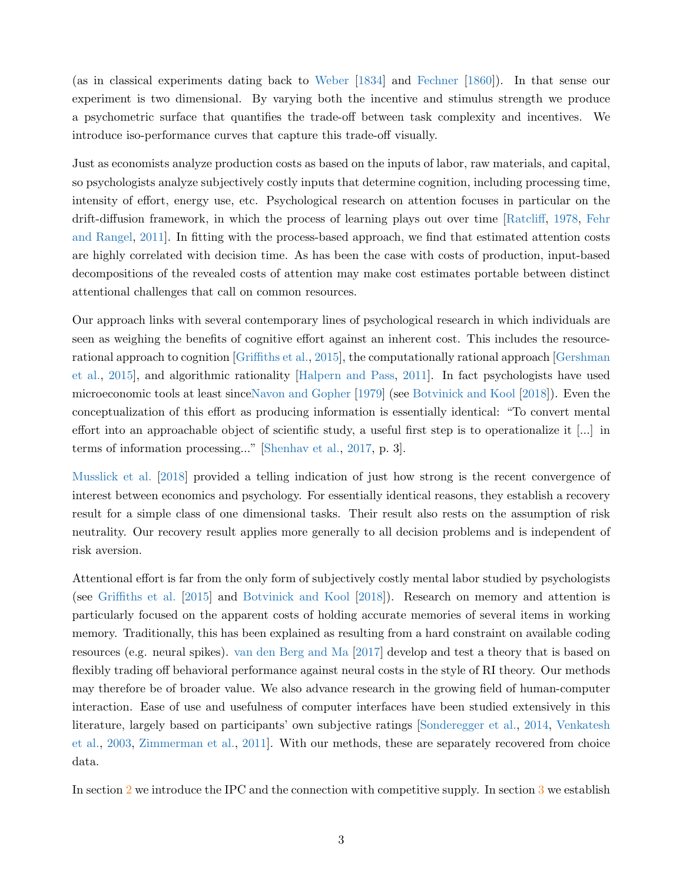(as in classical experiments dating back to Weber [1834] and Fechner [1860]). In that sense our experiment is two dimensional. By varying both the incentive and stimulus strength we produce a psychometric surface that quantifies the trade-off between task complexity and incentives. We introduce iso-performance curves that capture this trade-off visually.

Just as economists analyze production costs as based on the inputs of labor, raw materials, and capital, so psychologists analyze subjectively costly inputs that determine cognition, including processing time, intensity of effort, energy use, etc. Psychological research on attention focuses in particular on the drift-diffusion framework, in which the process of learning plays out over time [Ratcliff, 1978, Fehr and Rangel, 2011]. In fitting with the process-based approach, we find that estimated attention costs are highly correlated with decision time. As has been the case with costs of production, input-based decompositions of the revealed costs of attention may make cost estimates portable between distinct attentional challenges that call on common resources.

Our approach links with several contemporary lines of psychological research in which individuals are seen as weighing the benefits of cognitive effort against an inherent cost. This includes the resource-rational approach to cognition [Griffiths et al., 2015], the computationally rational approach [Gershman et al., 2015], and algorithmic rationality [Halpern and Pass, 2011]. In fact psychologists have used microeconomic tools at least sinceNavon and Gopher [1979] (see Botvinick and Kool [2018]). Even the conceptualization of this effort as producing information is essentially identical: "To convert mental effort into an approachable object of scientific study, a useful first step is to operationalize it [...] in terms of information processing..." [Shenhav et al., 2017, p. 3].

Musslick et al. [2018] provided a telling indication of just how strong is the recent convergence of interest between economics and psychology. For essentially identical reasons, they establish a recovery result for a simple class of one dimensional tasks. Their result also rests on the assumption of risk neutrality. Our recovery result applies more generally to all decision problems and is independent of risk aversion.

Attentional effort is far from the only form of subjectively costly mental labor studied by psychologists (see Griffiths et al. [2015] and Botvinick and Kool [2018]). Research on memory and attention is particularly focused on the apparent costs of holding accurate memories of several items in working memory. Traditionally, this has been explained as resulting from a hard constraint on available coding resources (e.g. neural spikes). van den Berg and Ma [2017] develop and test a theory that is based on flexibly trading off behavioral performance against neural costs in the style of RI theory. Our methods may therefore be of broader value. We also advance research in the growing field of human-computer interaction. Ease of use and usefulness of computer interfaces have been studied extensively in this literature, largely based on participants' own subjective ratings [Sonderegger et al., 2014, Venkatesh et al., 2003, Zimmerman et al., 2011]. With our methods, these are separately recovered from choice data.

In section 2 we introduce the IPC and the connection with competitive supply. In section 3 we establish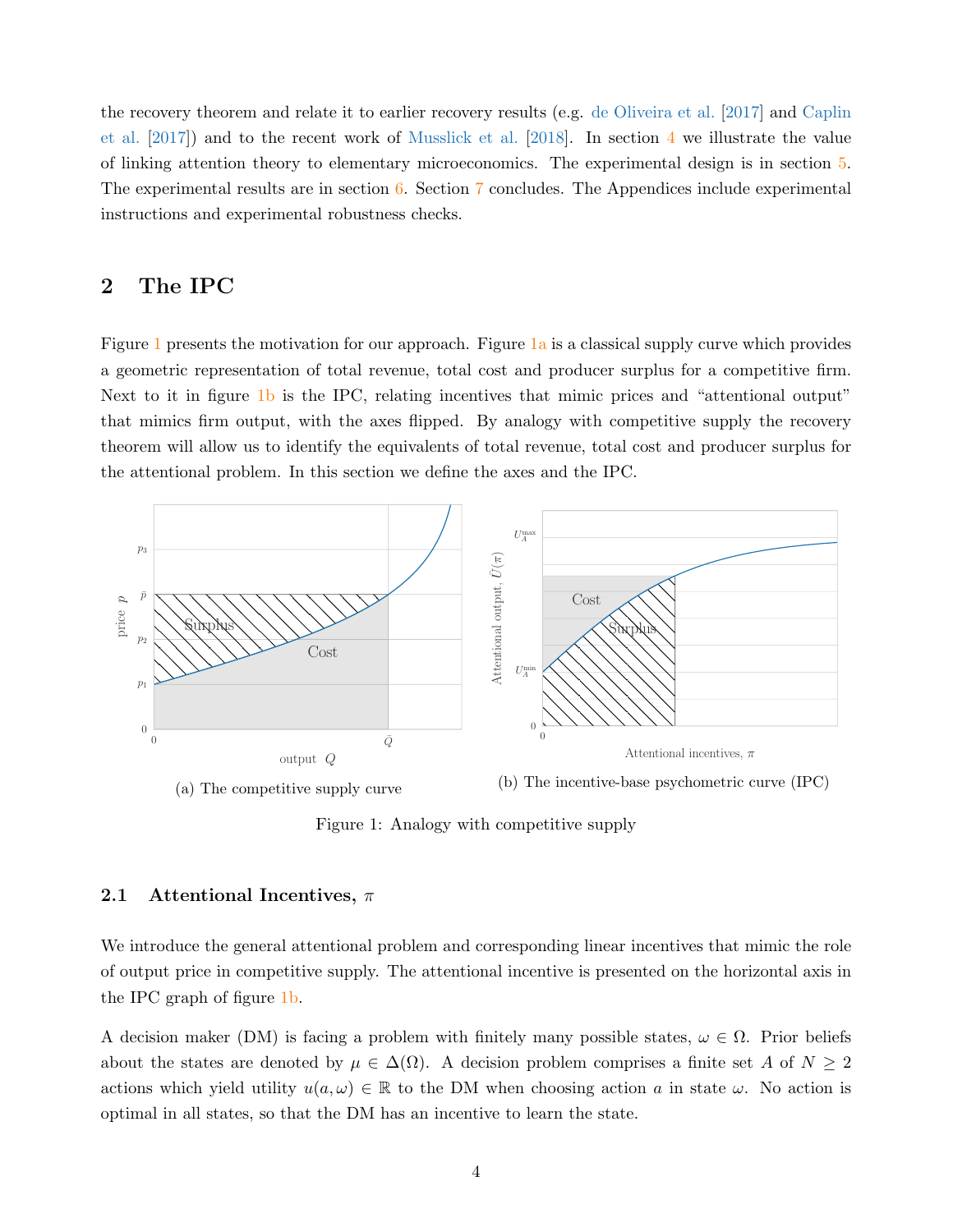the recovery theorem and relate it to earlier recovery results (e.g. de Oliveira et al. [2017] and Caplin et al. [2017]) and to the recent work of Musslick et al. [2018]. In section 4 we illustrate the value of linking attention theory to elementary microeconomics. The experimental design is in section 5. The experimental results are in section 6. Section 7 concludes. The Appendices include experimental instructions and experimental robustness checks.

## 2 The IPC

Figure 1 presents the motivation for our approach. Figure 1a is a classical supply curve which provides a geometric representation of total revenue, total cost and producer surplus for a competitive firm. Next to it in figure 1b is the IPC, relating incentives that mimic prices and "attentional output" that mimics firm output, with the axes flipped. By analogy with competitive supply the recovery theorem will allow us to identify the equivalents of total revenue, total cost and producer surplus for the attentional problem. In this section we define the axes and the IPC.

(a) The competitive supply curve

(b) The incentive-base psychometric curve (IPC)

Figure 1: Analogy with competitive supply

### 2.1 Attentional Incentives, $\pi$

We introduce the general attentional problem and corresponding linear incentives that mimic the role of output price in competitive supply. The attentional incentive is presented on the horizontal axis in the IPC graph of figure 1b.

A decision maker (DM) is facing a problem with finitely many possible states, $\omega \in \Omega$. Prior beliefs about the states are denoted by $\mu \in \Delta(\Omega)$. A decision problem comprises a finite set $A$ of $N \geq 2$ actions which yield utility $u(a, \omega) \in \mathbb{R}$ to the DM when choosing action $a$ in state $\omega$. No action is optimal in all states, so that the DM has an incentive to learn the state.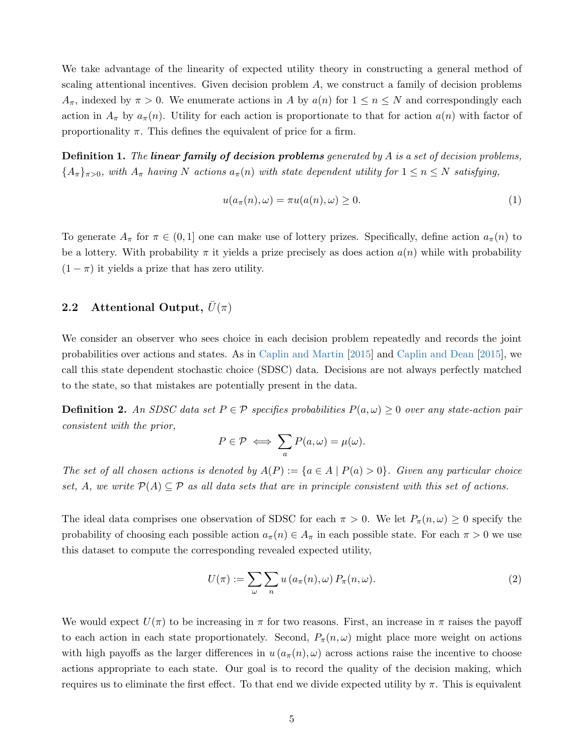We take advantage of the linearity of expected utility theory in constructing a general method of scaling attentional incentives. Given decision problem $A$, we construct a family of decision problems $A_\pi$, indexed by $\pi > 0$. We enumerate actions in $A$ by $a(n)$ for $1 \leq n \leq N$ and correspondingly each action in $A_\pi$ by $a_\pi(n)$. Utility for each action is proportionate to that for action $a(n)$ with factor of proportionality $\pi$. This defines the equivalent of price for a firm.

**Definition 1.** *The* ***linear family of decision problems*** *generated by $A$ is a set of decision problems, $\{A_\pi\}_{\pi>0}$, with $A_\pi$ having $N$ actions $a_\pi(n)$ with state dependent utility for $1 \leq n \leq N$ satisfying,*

$$u(a_\pi(n), \omega) = \pi u(a(n), \omega) \geq 0. \tag{1}$$

To generate $A_\pi$ for $\pi \in (0, 1]$ one can make use of lottery prizes. Specifically, define action $a_\pi(n)$ to be a lottery. With probability $\pi$ it yields a prize precisely as does action $a(n)$ while with probability $(1 - \pi)$ it yields a prize that has zero utility.

## 2.2 Attentional Output, $\bar{U}(\pi)$

We consider an observer who sees choice in each decision problem repeatedly and records the joint probabilities over actions and states. As in Caplin and Martin [2015] and Caplin and Dean [2015], we call this state dependent stochastic choice (SDSC) data. Decisions are not always perfectly matched to the state, so that mistakes are potentially present in the data.

**Definition 2.** *An SDSC data set $P \in \mathcal{P}$ specifies probabilities $P(a, \omega) \geq 0$ over any state-action pair consistent with the prior,*

$$P \in \mathcal{P} \iff \sum_a P(a, \omega) = \mu(\omega).$$

*The set of all chosen actions is denoted by $A(P) := \{a \in A \mid P(a) > 0\}$. Given any particular choice set, $A$, we write $\mathcal{P}(A) \subseteq \mathcal{P}$ as all data sets that are in principle consistent with this set of actions.*

The ideal data comprises one observation of SDSC for each $\pi > 0$. We let $P_\pi(n, \omega) \geq 0$ specify the probability of choosing each possible action $a_\pi(n) \in A_\pi$ in each possible state. For each $\pi > 0$ we use this dataset to compute the corresponding revealed expected utility,

$$U(\pi) := \sum_\omega \sum_n u\left(a_\pi(n), \omega\right) P_\pi(n, \omega). \tag{2}$$

We would expect $U(\pi)$ to be increasing in $\pi$ for two reasons. First, an increase in $\pi$ raises the payoff to each action in each state proportionately. Second, $P_\pi(n, \omega)$ might place more weight on actions with high payoffs as the larger differences in $u\left(a_\pi(n), \omega\right)$ across actions raise the incentive to choose actions appropriate to each state. Our goal is to record the quality of the decision making, which requires us to eliminate the first effect. To that end we divide expected utility by $\pi$. This is equivalent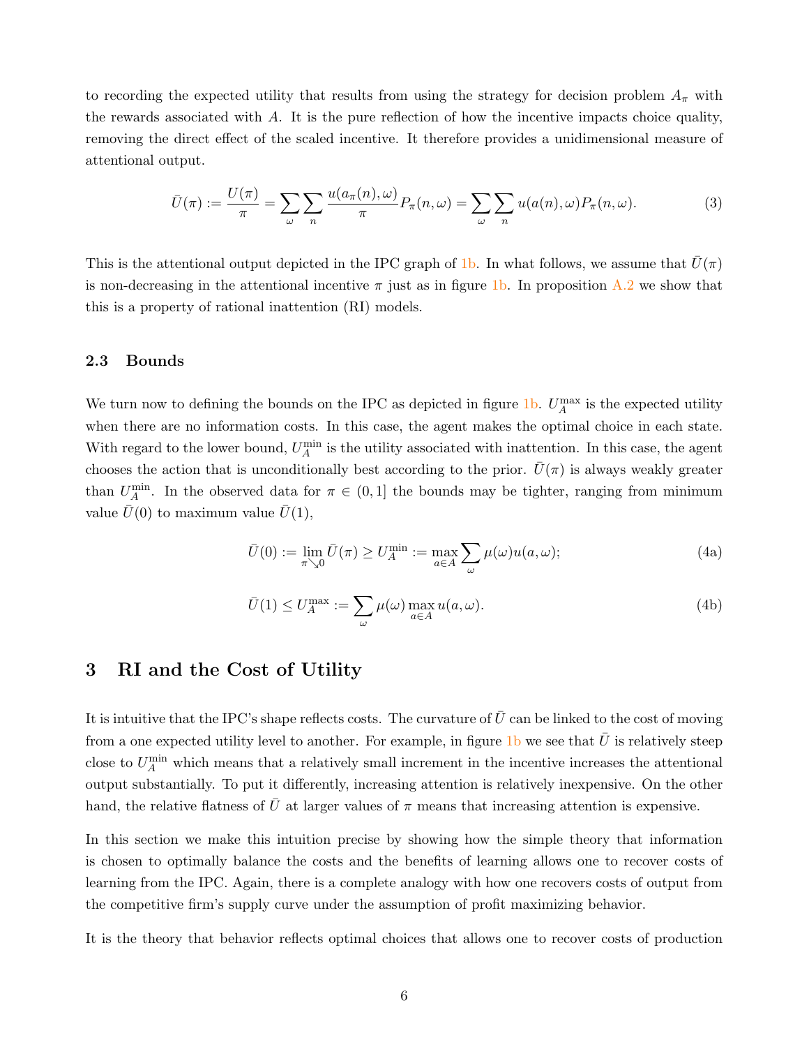to recording the expected utility that results from using the strategy for decision problem $A_\pi$ with the rewards associated with $A$. It is the pure reflection of how the incentive impacts choice quality, removing the direct effect of the scaled incentive. It therefore provides a unidimensional measure of attentional output.

$$\bar{U}(\pi) := \frac{U(\pi)}{\pi} = \sum_{\omega} \sum_{n} \frac{u(a_\pi(n), \omega)}{\pi} P_\pi(n, \omega) = \sum_{\omega} \sum_{n} u(a(n), \omega) P_\pi(n, \omega). \tag{3}$$

This is the attentional output depicted in the IPC graph of 1b. In what follows, we assume that $\bar{U}(\pi)$ is non-decreasing in the attentional incentive $\pi$ just as in figure 1b. In proposition A.2 we show that this is a property of rational inattention (RI) models.

### 2.3 Bounds

We turn now to defining the bounds on the IPC as depicted in figure 1b. $U_A^{\max}$ is the expected utility when there are no information costs. In this case, the agent makes the optimal choice in each state. With regard to the lower bound, $U_A^{\min}$ is the utility associated with inattention. In this case, the agent chooses the action that is unconditionally best according to the prior. $\bar{U}(\pi)$ is always weakly greater than $U_A^{\min}$. In the observed data for $\pi \in (0, 1]$ the bounds may be tighter, ranging from minimum value $\bar{U}(0)$ to maximum value $\bar{U}(1)$,

$$\bar{U}(0) := \lim_{\pi \searrow 0} \bar{U}(\pi) \geq U_A^{\min} := \max_{a \in A} \sum_{\omega} \mu(\omega) u(a, \omega); \tag{4a}$$

$$\bar{U}(1) \leq U_A^{\max} := \sum_{\omega} \mu(\omega) \max_{a \in A} u(a, \omega). \tag{4b}$$

## 3 RI and the Cost of Utility

It is intuitive that the IPC's shape reflects costs. The curvature of $\bar{U}$ can be linked to the cost of moving from a one expected utility level to another. For example, in figure 1b we see that $\bar{U}$ is relatively steep close to $U_A^{\min}$ which means that a relatively small increment in the incentive increases the attentional output substantially. To put it differently, increasing attention is relatively inexpensive. On the other hand, the relative flatness of $\bar{U}$ at larger values of $\pi$ means that increasing attention is expensive.

In this section we make this intuition precise by showing how the simple theory that information is chosen to optimally balance the costs and the benefits of learning allows one to recover costs of learning from the IPC. Again, there is a complete analogy with how one recovers costs of output from the competitive firm's supply curve under the assumption of profit maximizing behavior.

It is the theory that behavior reflects optimal choices that allows one to recover costs of production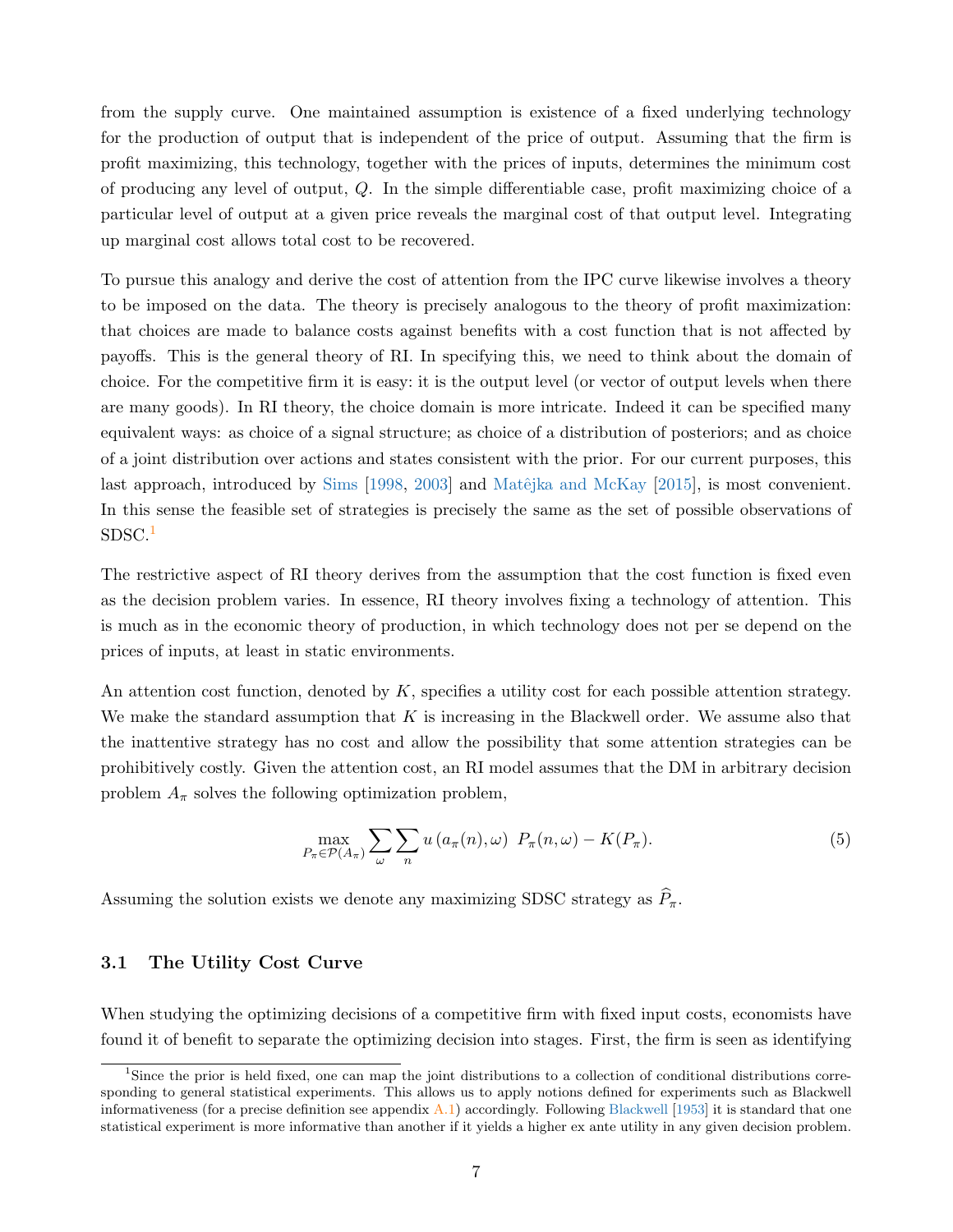from the supply curve. One maintained assumption is existence of a fixed underlying technology for the production of output that is independent of the price of output. Assuming that the firm is profit maximizing, this technology, together with the prices of inputs, determines the minimum cost of producing any level of output, $Q$. In the simple differentiable case, profit maximizing choice of a particular level of output at a given price reveals the marginal cost of that output level. Integrating up marginal cost allows total cost to be recovered.

To pursue this analogy and derive the cost of attention from the IPC curve likewise involves a theory to be imposed on the data. The theory is precisely analogous to the theory of profit maximization: that choices are made to balance costs against benefits with a cost function that is not affected by payoffs. This is the general theory of RI. In specifying this, we need to think about the domain of choice. For the competitive firm it is easy: it is the output level (or vector of output levels when there are many goods). In RI theory, the choice domain is more intricate. Indeed it can be specified many equivalent ways: as choice of a signal structure; as choice of a distribution of posteriors; and as choice of a joint distribution over actions and states consistent with the prior. For our current purposes, this last approach, introduced by Sims [1998, 2003] and Matějka and McKay [2015], is most convenient. In this sense the feasible set of strategies is precisely the same as the set of possible observations of SDSC.[1]

The restrictive aspect of RI theory derives from the assumption that the cost function is fixed even as the decision problem varies. In essence, RI theory involves fixing a technology of attention. This is much as in the economic theory of production, in which technology does not per se depend on the prices of inputs, at least in static environments.

An attention cost function, denoted by $K$, specifies a utility cost for each possible attention strategy. We make the standard assumption that $K$ is increasing in the Blackwell order. We assume also that the inattentive strategy has no cost and allow the possibility that some attention strategies can be prohibitively costly. Given the attention cost, an RI model assumes that the DM in arbitrary decision problem $A_\pi$ solves the following optimization problem,

$$\max_{P_\pi \in \mathcal{P}(A_\pi)} \sum_{\omega} \sum_{n} u\left(a_\pi(n), \omega\right) \; P_\pi(n, \omega) - K(P_\pi). \tag{5}$$

Assuming the solution exists we denote any maximizing SDSC strategy as $\widehat{P}_\pi$.

### 3.1 The Utility Cost Curve

When studying the optimizing decisions of a competitive firm with fixed input costs, economists have found it of benefit to separate the optimizing decision into stages. First, the firm is seen as identifying

---

[1] Since the prior is held fixed, one can map the joint distributions to a collection of conditional distributions corresponding to general statistical experiments. This allows us to apply notions defined for experiments such as Blackwell informativeness (for a precise definition see appendix A.1) accordingly. Following Blackwell [1953] it is standard that one statistical experiment is more informative than another if it yields a higher ex ante utility in any given decision problem.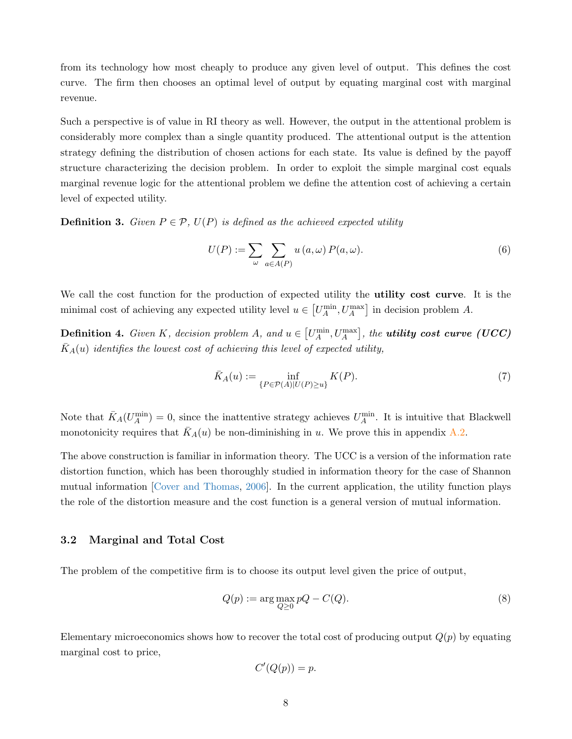from its technology how most cheaply to produce any given level of output. This defines the cost curve. The firm then chooses an optimal level of output by equating marginal cost with marginal revenue.

Such a perspective is of value in RI theory as well. However, the output in the attentional problem is considerably more complex than a single quantity produced. The attentional output is the attention strategy defining the distribution of chosen actions for each state. Its value is defined by the payoff structure characterizing the decision problem. In order to exploit the simple marginal cost equals marginal revenue logic for the attentional problem we define the attention cost of achieving a certain level of expected utility.

**Definition 3.** *Given $P \in \mathcal{P}$, $U(P)$ is defined as the achieved expected utility*

$$U(P) := \sum_{\omega} \sum_{a \in A(P)} u(a, \omega) P(a, \omega). \tag{6}$$

We call the cost function for the production of expected utility the **utility cost curve**. It is the minimal cost of achieving any expected utility level $u \in \left[U_A^{\min}, U_A^{\max}\right]$ in decision problem $A$.

**Definition 4.** *Given $K$, decision problem $A$, and $u \in \left[U_A^{\min}, U_A^{\max}\right]$, the **utility cost curve (UCC)** $\bar{K}_A(u)$ identifies the lowest cost of achieving this level of expected utility,*

$$\bar{K}_A(u) := \inf_{\{P \in \mathcal{P}(A) | U(P) \geq u\}} K(P). \tag{7}$$

Note that $\bar{K}_A(U_A^{\min}) = 0$, since the inattentive strategy achieves $U_A^{\min}$. It is intuitive that Blackwell monotonicity requires that $\bar{K}_A(u)$ be non-diminishing in $u$. We prove this in appendix A.2.

The above construction is familiar in information theory. The UCC is a version of the information rate distortion function, which has been thoroughly studied in information theory for the case of Shannon mutual information [Cover and Thomas, 2006]. In the current application, the utility function plays the role of the distortion measure and the cost function is a general version of mutual information.

### 3.2 Marginal and Total Cost

The problem of the competitive firm is to choose its output level given the price of output,

$$Q(p) := \arg\max_{Q \geq 0} pQ - C(Q). \tag{8}$$

Elementary microeconomics shows how to recover the total cost of producing output $Q(p)$ by equating marginal cost to price,

$$C'(Q(p)) = p.$$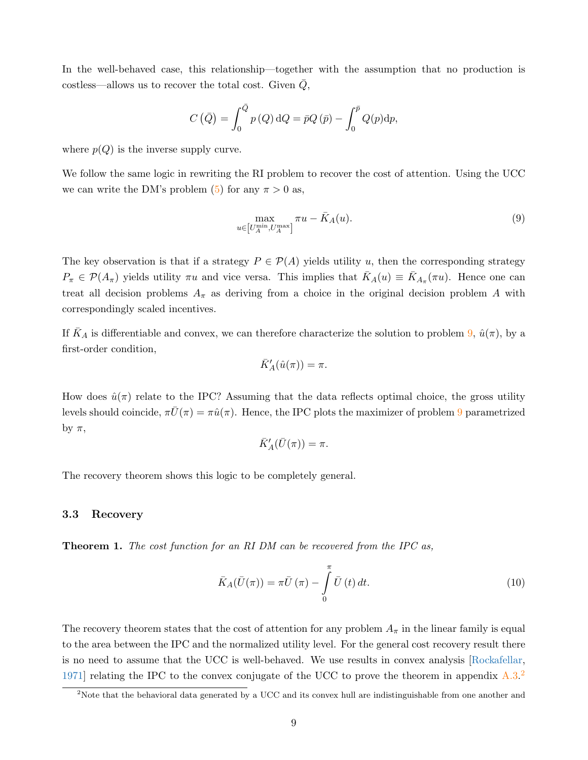In the well-behaved case, this relationship—together with the assumption that no production is costless—allows us to recover the total cost. Given $\bar{Q}$,

$$C\left(\bar{Q}\right)=\int_{0}^{\bar{Q}}p\left(Q\right)\mathrm{d}Q=\bar{p}Q\left(\bar{p}\right)-\int_{0}^{\bar{p}}Q(p)\mathrm{d}p,$$

where $p(Q)$ is the inverse supply curve.

We follow the same logic in rewriting the RI problem to recover the cost of attention. Using the UCC we can write the DM's problem (5) for any $\pi>0$ as,

$$\max_{u\in\left[U_A^{\min},U_A^{\max}\right]}\pi u-\bar{K}_A(u). \tag{9}$$

The key observation is that if a strategy $P\in\mathcal{P}(A)$ yields utility $u$, then the corresponding strategy $P_\pi\in\mathcal{P}(A_\pi)$ yields utility $\pi u$ and vice versa. This implies that $\bar{K}_A(u)\equiv\bar{K}_{A_\pi}(\pi u)$. Hence one can treat all decision problems $A_\pi$ as deriving from a choice in the original decision problem $A$ with correspondingly scaled incentives.

If $\bar{K}_A$ is differentiable and convex, we can therefore characterize the solution to problem 9, $\hat{u}(\pi)$, by a first-order condition,

$$\bar{K}_A'(\hat{u}(\pi))=\pi.$$

How does $\hat{u}(\pi)$ relate to the IPC? Assuming that the data reflects optimal choice, the gross utility levels should coincide, $\pi\bar{U}(\pi)=\pi\hat{u}(\pi)$. Hence, the IPC plots the maximizer of problem 9 parametrized by $\pi$,

$$\bar{K}_A'(\bar{U}(\pi))=\pi.$$

The recovery theorem shows this logic to be completely general.

### 3.3 Recovery

**Theorem 1.** *The cost function for an RI DM can be recovered from the IPC as,*

$$\bar{K}_A(\bar{U}(\pi))=\pi\bar{U}\left(\pi\right)-\int_{0}^{\pi}\bar{U}\left(t\right)dt. \tag{10}$$

The recovery theorem states that the cost of attention for any problem $A_\pi$ in the linear family is equal to the area between the IPC and the normalized utility level. For the general cost recovery result there is no need to assume that the UCC is well-behaved. We use results in convex analysis [Rockafellar, 1971] relating the IPC to the convex conjugate of the UCC to prove the theorem in appendix A.3.[2]

[2]Note that the behavioral data generated by a UCC and its convex hull are indistinguishable from one another and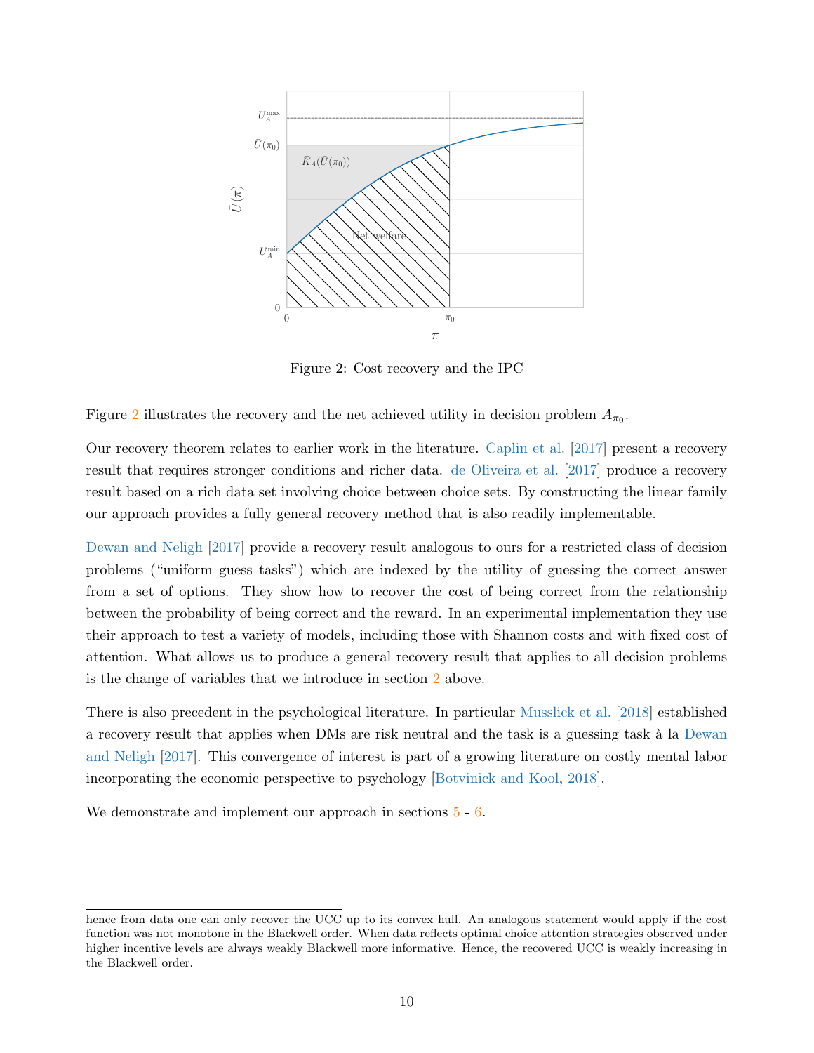Figure 2: Cost recovery and the IPC

Figure 2 illustrates the recovery and the net achieved utility in decision problem $A_{\pi_0}$.

Our recovery theorem relates to earlier work in the literature. Caplin et al. [2017] present a recovery result that requires stronger conditions and richer data. de Oliveira et al. [2017] produce a recovery result based on a rich data set involving choice between choice sets. By constructing the linear family our approach provides a fully general recovery method that is also readily implementable.

Dewan and Neligh [2017] provide a recovery result analogous to ours for a restricted class of decision problems ("uniform guess tasks") which are indexed by the utility of guessing the correct answer from a set of options. They show how to recover the cost of being correct from the relationship between the probability of being correct and the reward. In an experimental implementation they use their approach to test a variety of models, including those with Shannon costs and with fixed cost of attention. What allows us to produce a general recovery result that applies to all decision problems is the change of variables that we introduce in section 2 above.

There is also precedent in the psychological literature. In particular Musslick et al. [2018] established a recovery result that applies when DMs are risk neutral and the task is a guessing task à la Dewan and Neligh [2017]. This convergence of interest is part of a growing literature on costly mental labor incorporating the economic perspective to psychology [Botvinick and Kool, 2018].

We demonstrate and implement our approach in sections 5 - 6.

---

hence from data one can only recover the UCC up to its convex hull. An analogous statement would apply if the cost function was not monotone in the Blackwell order. When data reflects optimal choice attention strategies observed under higher incentive levels are always weakly Blackwell more informative. Hence, the recovered UCC is weakly increasing in the Blackwell order.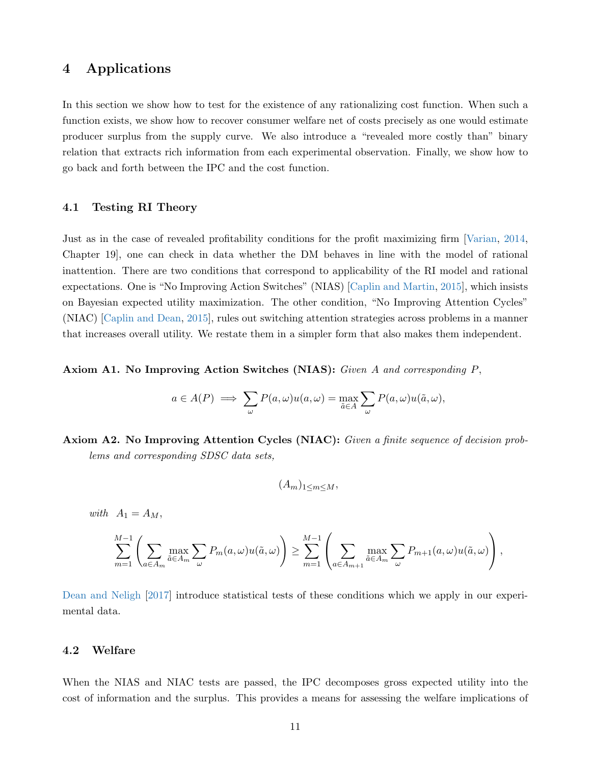## 4 Applications

In this section we show how to test for the existence of any rationalizing cost function. When such a function exists, we show how to recover consumer welfare net of costs precisely as one would estimate producer surplus from the supply curve. We also introduce a "revealed more costly than" binary relation that extracts rich information from each experimental observation. Finally, we show how to go back and forth between the IPC and the cost function.

### 4.1 Testing RI Theory

Just as in the case of revealed profitability conditions for the profit maximizing firm [Varian, 2014, Chapter 19], one can check in data whether the DM behaves in line with the model of rational inattention. There are two conditions that correspond to applicability of the RI model and rational expectations. One is "No Improving Action Switches" (NIAS) [Caplin and Martin, 2015], which insists on Bayesian expected utility maximization. The other condition, "No Improving Attention Cycles" (NIAC) [Caplin and Dean, 2015], rules out switching attention strategies across problems in a manner that increases overall utility. We restate them in a simpler form that also makes them independent.

**Axiom A1. No Improving Action Switches (NIAS):** *Given $A$ and corresponding $P$,*

$$a \in A(P) \implies \sum_{\omega} P(a, \omega) u(a, \omega) = \max_{\tilde{a} \in A} \sum_{\omega} P(a, \omega) u(\tilde{a}, \omega),$$

**Axiom A2. No Improving Attention Cycles (NIAC):** *Given a finite sequence of decision problems and corresponding SDSC data sets,*

$$(A_m)_{1 \leq m \leq M},$$

*with* $A_1 = A_M$,

$$\sum_{m=1}^{M-1} \left( \sum_{a \in A_m} \max_{\tilde{a} \in A_m} \sum_{\omega} P_m(a, \omega) u(\tilde{a}, \omega) \right) \geq \sum_{m=1}^{M-1} \left( \sum_{a \in A_{m+1}} \max_{\tilde{a} \in A_m} \sum_{\omega} P_{m+1}(a, \omega) u(\tilde{a}, \omega) \right),$$

Dean and Neligh [2017] introduce statistical tests of these conditions which we apply in our experimental data.

### 4.2 Welfare

When the NIAS and NIAC tests are passed, the IPC decomposes gross expected utility into the cost of information and the surplus. This provides a means for assessing the welfare implications of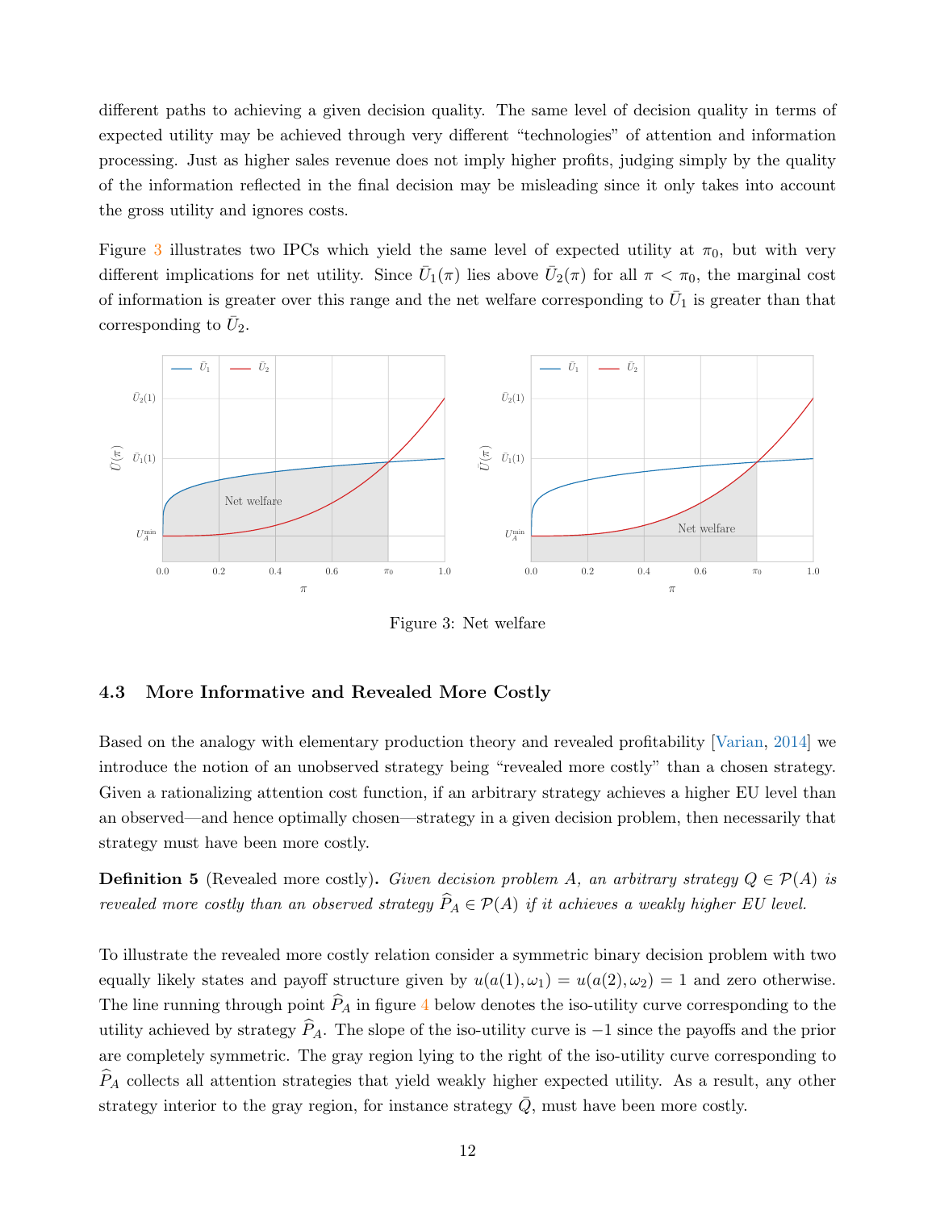different paths to achieving a given decision quality. The same level of decision quality in terms of expected utility may be achieved through very different "technologies" of attention and information processing. Just as higher sales revenue does not imply higher profits, judging simply by the quality of the information reflected in the final decision may be misleading since it only takes into account the gross utility and ignores costs.

Figure 3 illustrates two IPCs which yield the same level of expected utility at $\pi_0$, but with very different implications for net utility. Since $\bar{U}_1(\pi)$ lies above $\bar{U}_2(\pi)$ for all $\pi < \pi_0$, the marginal cost of information is greater over this range and the net welfare corresponding to $\bar{U}_1$ is greater than that corresponding to $\bar{U}_2$.

Figure 3: Net welfare

### 4.3 More Informative and Revealed More Costly

Based on the analogy with elementary production theory and revealed profitability [Varian, 2014] we introduce the notion of an unobserved strategy being "revealed more costly" than a chosen strategy. Given a rationalizing attention cost function, if an arbitrary strategy achieves a higher EU level than an observed—and hence optimally chosen—strategy in a given decision problem, then necessarily that strategy must have been more costly.

**Definition 5** (Revealed more costly)**.** *Given decision problem $A$, an arbitrary strategy $Q \in \mathcal{P}(A)$ is revealed more costly than an observed strategy $\widehat{P}_A \in \mathcal{P}(A)$ if it achieves a weakly higher EU level.*

To illustrate the revealed more costly relation consider a symmetric binary decision problem with two equally likely states and payoff structure given by $u(a(1), \omega_1) = u(a(2), \omega_2) = 1$ and zero otherwise. The line running through point $\widehat{P}_A$ in figure 4 below denotes the iso-utility curve corresponding to the utility achieved by strategy $\widehat{P}_A$. The slope of the iso-utility curve is $-1$ since the payoffs and the prior are completely symmetric. The gray region lying to the right of the iso-utility curve corresponding to $\widehat{P}_A$ collects all attention strategies that yield weakly higher expected utility. As a result, any other strategy interior to the gray region, for instance strategy $\bar{Q}$, must have been more costly.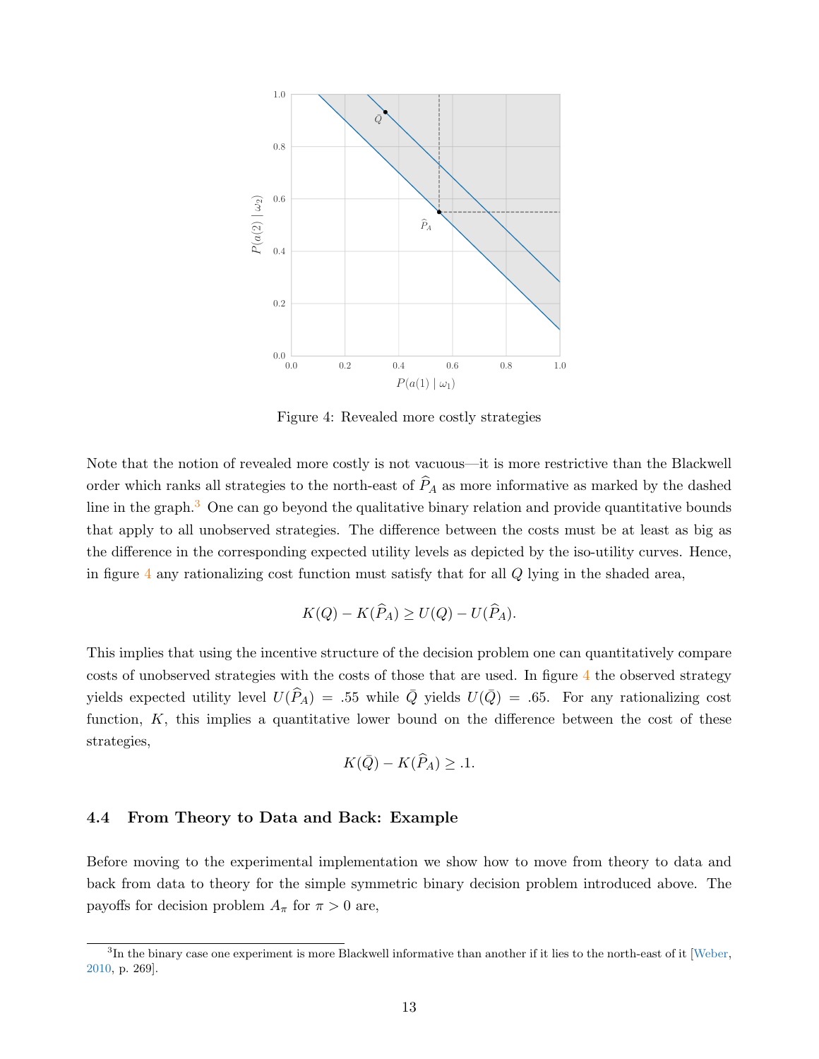Figure 4: Revealed more costly strategies

Note that the notion of revealed more costly is not vacuous—it is more restrictive than the Blackwell order which ranks all strategies to the north-east of $\widehat{P}_A$ as more informative as marked by the dashed line in the graph.[3] One can go beyond the qualitative binary relation and provide quantitative bounds that apply to all unobserved strategies. The difference between the costs must be at least as big as the difference in the corresponding expected utility levels as depicted by the iso-utility curves. Hence, in figure 4 any rationalizing cost function must satisfy that for all $Q$ lying in the shaded area,

$$K(Q) - K(\widehat{P}_A) \geq U(Q) - U(\widehat{P}_A).$$

This implies that using the incentive structure of the decision problem one can quantitatively compare costs of unobserved strategies with the costs of those that are used. In figure 4 the observed strategy yields expected utility level $U(\widehat{P}_A) = .55$ while $\bar{Q}$ yields $U(\bar{Q}) = .65$. For any rationalizing cost function, $K$, this implies a quantitative lower bound on the difference between the cost of these strategies,

$$K(\bar{Q}) - K(\widehat{P}_A) \geq .1.$$

### 4.4 From Theory to Data and Back: Example

Before moving to the experimental implementation we show how to move from theory to data and back from data to theory for the simple symmetric binary decision problem introduced above. The payoffs for decision problem $A_\pi$ for $\pi > 0$ are,

[3] In the binary case one experiment is more Blackwell informative than another if it lies to the north-east of it [Weber, 2010, p. 269].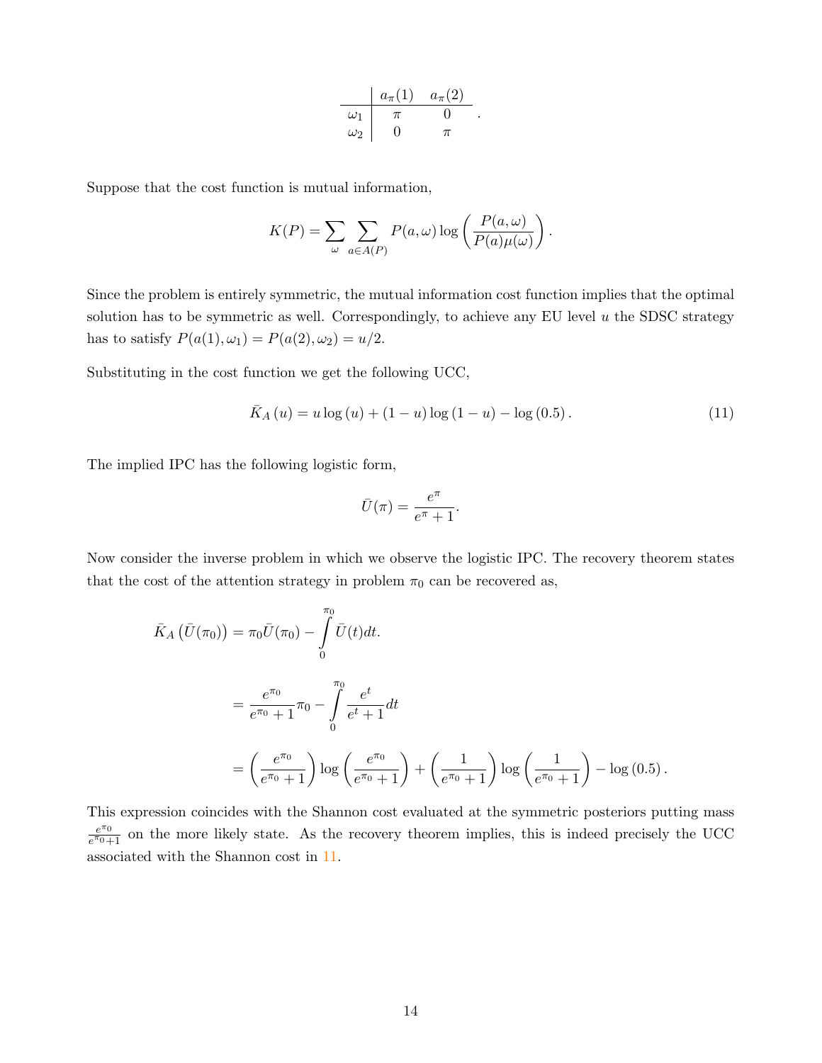|  | $a_\pi(1)$ | $a_\pi(2)$ |
|---|---|---|
| $\omega_1$ | $\pi$ | 0 |
| $\omega_2$ | 0 | $\pi$ |

.

Suppose that the cost function is mutual information,

$$K(P) = \sum_{\omega} \sum_{a \in A(P)} P(a, \omega) \log \left( \frac{P(a, \omega)}{P(a)\mu(\omega)} \right).$$

Since the problem is entirely symmetric, the mutual information cost function implies that the optimal solution has to be symmetric as well. Correspondingly, to achieve any EU level $u$ the SDSC strategy has to satisfy $P(a(1), \omega_1) = P(a(2), \omega_2) = u/2$.

Substituting in the cost function we get the following UCC,

$$\bar{K}_A(u) = u \log(u) + (1-u) \log(1-u) - \log(0.5). \tag{11}$$

The implied IPC has the following logistic form,

$$\bar{U}(\pi) = \frac{e^{\pi}}{e^{\pi} + 1}.$$

Now consider the inverse problem in which we observe the logistic IPC. The recovery theorem states that the cost of the attention strategy in problem $\pi_0$ can be recovered as,

$$\begin{aligned}
\bar{K}_A\left(\bar{U}(\pi_0)\right) &= \pi_0 \bar{U}(\pi_0) - \int_0^{\pi_0} \bar{U}(t) dt. \\
&= \frac{e^{\pi_0}}{e^{\pi_0} + 1} \pi_0 - \int_0^{\pi_0} \frac{e^t}{e^t + 1} dt \\
&= \left( \frac{e^{\pi_0}}{e^{\pi_0} + 1} \right) \log \left( \frac{e^{\pi_0}}{e^{\pi_0} + 1} \right) + \left( \frac{1}{e^{\pi_0} + 1} \right) \log \left( \frac{1}{e^{\pi_0} + 1} \right) - \log(0.5).
\end{aligned}$$

This expression coincides with the Shannon cost evaluated at the symmetric posteriors putting mass $\frac{e^{\pi_0}}{e^{\pi_0}+1}$ on the more likely state. As the recovery theorem implies, this is indeed precisely the UCC associated with the Shannon cost in 11.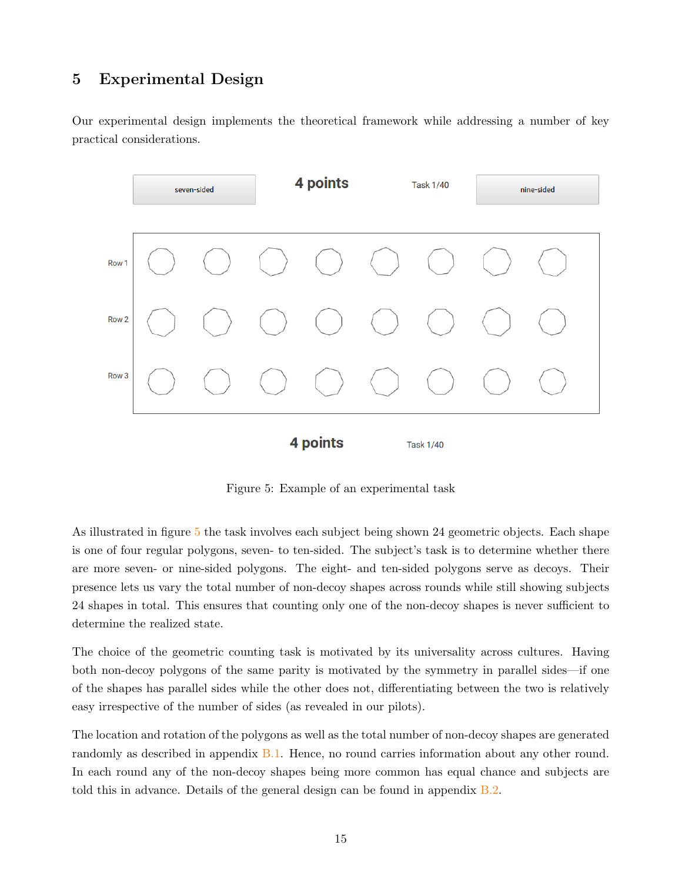## 5 Experimental Design

Our experimental design implements the theoretical framework while addressing a number of key practical considerations.

Figure 5: Example of an experimental task

As illustrated in figure 5 the task involves each subject being shown 24 geometric objects. Each shape is one of four regular polygons, seven- to ten-sided. The subject's task is to determine whether there are more seven- or nine-sided polygons. The eight- and ten-sided polygons serve as decoys. Their presence lets us vary the total number of non-decoy shapes across rounds while still showing subjects 24 shapes in total. This ensures that counting only one of the non-decoy shapes is never sufficient to determine the realized state.

The choice of the geometric counting task is motivated by its universality across cultures. Having both non-decoy polygons of the same parity is motivated by the symmetry in parallel sides—if one of the shapes has parallel sides while the other does not, differentiating between the two is relatively easy irrespective of the number of sides (as revealed in our pilots).

The location and rotation of the polygons as well as the total number of non-decoy shapes are generated randomly as described in appendix B.1. Hence, no round carries information about any other round. In each round any of the non-decoy shapes being more common has equal chance and subjects are told this in advance. Details of the general design can be found in appendix B.2.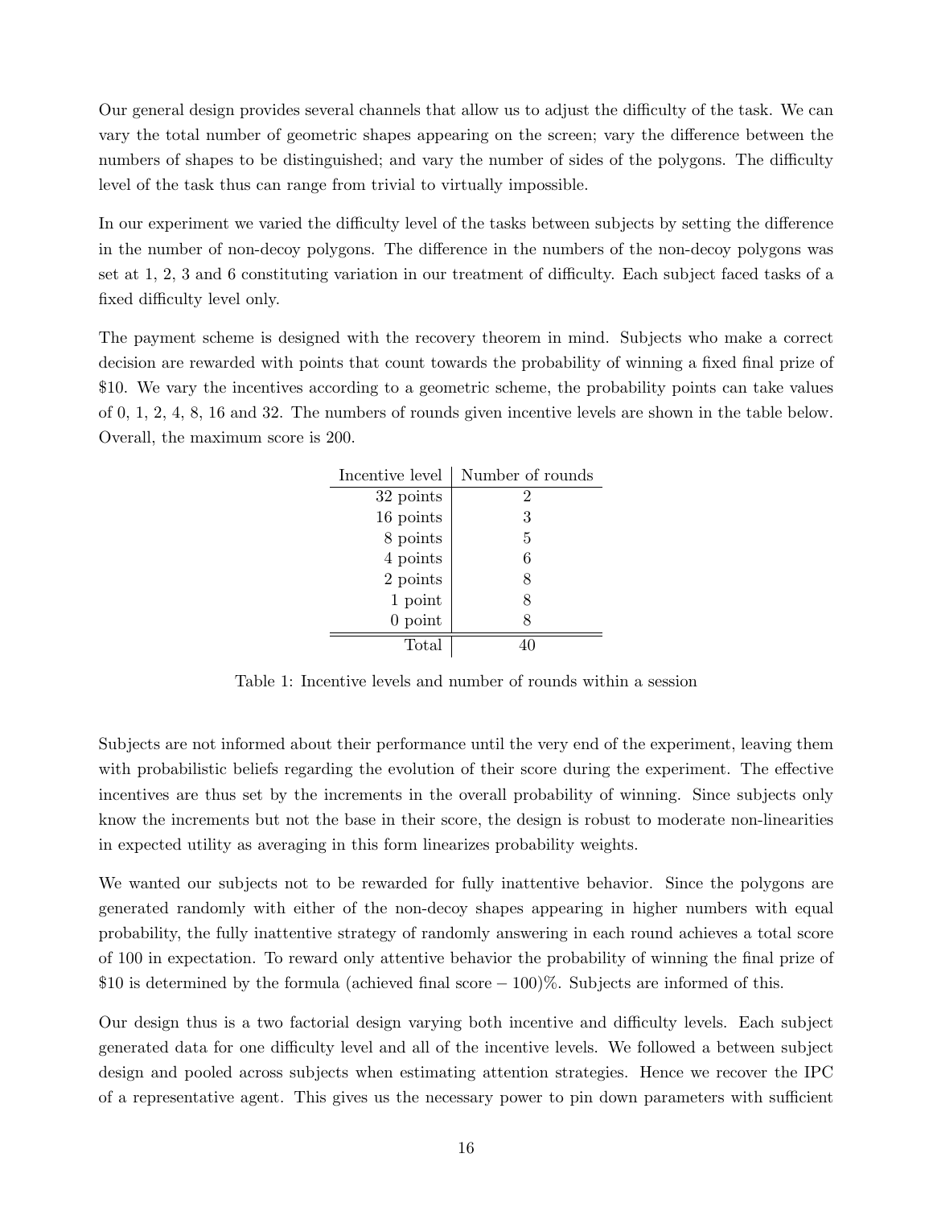Our general design provides several channels that allow us to adjust the difficulty of the task. We can vary the total number of geometric shapes appearing on the screen; vary the difference between the numbers of shapes to be distinguished; and vary the number of sides of the polygons. The difficulty level of the task thus can range from trivial to virtually impossible.

In our experiment we varied the difficulty level of the tasks between subjects by setting the difference in the number of non-decoy polygons. The difference in the numbers of the non-decoy polygons was set at 1, 2, 3 and 6 constituting variation in our treatment of difficulty. Each subject faced tasks of a fixed difficulty level only.

The payment scheme is designed with the recovery theorem in mind. Subjects who make a correct decision are rewarded with points that count towards the probability of winning a fixed final prize of \$10. We vary the incentives according to a geometric scheme, the probability points can take values of 0, 1, 2, 4, 8, 16 and 32. The numbers of rounds given incentive levels are shown in the table below. Overall, the maximum score is 200.

| Incentive level | Number of rounds |
|---:|:---:|
| 32 points | 2 |
| 16 points | 3 |
| 8 points | 5 |
| 4 points | 6 |
| 2 points | 8 |
| 1 point | 8 |
| 0 point | 8 |
| Total | 40 |

Table 1: Incentive levels and number of rounds within a session

Subjects are not informed about their performance until the very end of the experiment, leaving them with probabilistic beliefs regarding the evolution of their score during the experiment. The effective incentives are thus set by the increments in the overall probability of winning. Since subjects only know the increments but not the base in their score, the design is robust to moderate non-linearities in expected utility as averaging in this form linearizes probability weights.

We wanted our subjects not to be rewarded for fully inattentive behavior. Since the polygons are generated randomly with either of the non-decoy shapes appearing in higher numbers with equal probability, the fully inattentive strategy of randomly answering in each round achieves a total score of 100 in expectation. To reward only attentive behavior the probability of winning the final prize of \$10 is determined by the formula (achieved final score − 100)%. Subjects are informed of this.

Our design thus is a two factorial design varying both incentive and difficulty levels. Each subject generated data for one difficulty level and all of the incentive levels. We followed a between subject design and pooled across subjects when estimating attention strategies. Hence we recover the IPC of a representative agent. This gives us the necessary power to pin down parameters with sufficient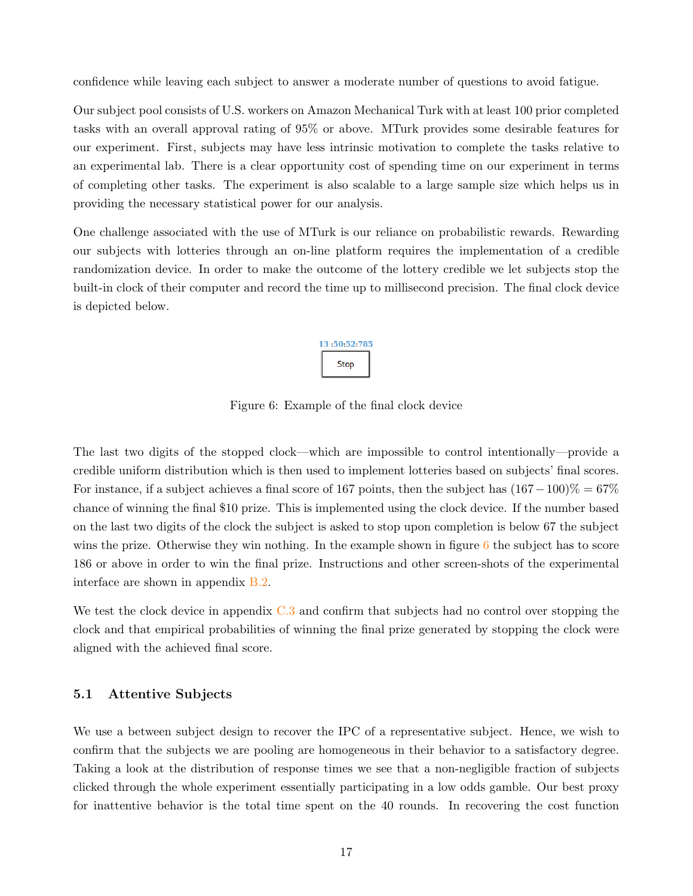confidence while leaving each subject to answer a moderate number of questions to avoid fatigue.

Our subject pool consists of U.S. workers on Amazon Mechanical Turk with at least 100 prior completed tasks with an overall approval rating of 95% or above. MTurk provides some desirable features for our experiment. First, subjects may have less intrinsic motivation to complete the tasks relative to an experimental lab. There is a clear opportunity cost of spending time on our experiment in terms of completing other tasks. The experiment is also scalable to a large sample size which helps us in providing the necessary statistical power for our analysis.

One challenge associated with the use of MTurk is our reliance on probabilistic rewards. Rewarding our subjects with lotteries through an on-line platform requires the implementation of a credible randomization device. In order to make the outcome of the lottery credible we let subjects stop the built-in clock of their computer and record the time up to millisecond precision. The final clock device is depicted below.

13 :50:52:785

Stop

Figure 6: Example of the final clock device

The last two digits of the stopped clock—which are impossible to control intentionally—provide a credible uniform distribution which is then used to implement lotteries based on subjects' final scores. For instance, if a subject achieves a final score of 167 points, then the subject has $(167 - 100)\% = 67\%$ chance of winning the final \$10 prize. This is implemented using the clock device. If the number based on the last two digits of the clock the subject is asked to stop upon completion is below 67 the subject wins the prize. Otherwise they win nothing. In the example shown in figure 6 the subject has to score 186 or above in order to win the final prize. Instructions and other screen-shots of the experimental interface are shown in appendix B.2.

We test the clock device in appendix C.3 and confirm that subjects had no control over stopping the clock and that empirical probabilities of winning the final prize generated by stopping the clock were aligned with the achieved final score.

### 5.1 Attentive Subjects

We use a between subject design to recover the IPC of a representative subject. Hence, we wish to confirm that the subjects we are pooling are homogeneous in their behavior to a satisfactory degree. Taking a look at the distribution of response times we see that a non-negligible fraction of subjects clicked through the whole experiment essentially participating in a low odds gamble. Our best proxy for inattentive behavior is the total time spent on the 40 rounds. In recovering the cost function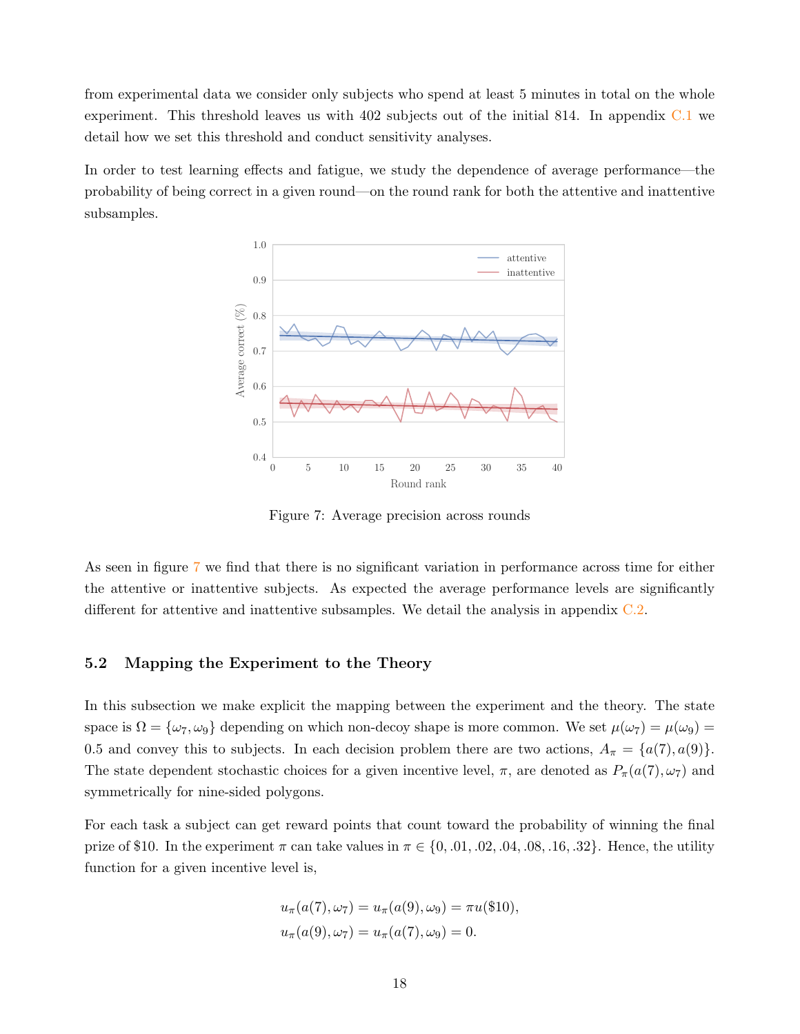from experimental data we consider only subjects who spend at least 5 minutes in total on the whole experiment. This threshold leaves us with 402 subjects out of the initial 814. In appendix C.1 we detail how we set this threshold and conduct sensitivity analyses.

In order to test learning effects and fatigue, we study the dependence of average performance—the probability of being correct in a given round—on the round rank for both the attentive and inattentive subsamples.

Figure 7: Average precision across rounds

As seen in figure 7 we find that there is no significant variation in performance across time for either the attentive or inattentive subjects. As expected the average performance levels are significantly different for attentive and inattentive subsamples. We detail the analysis in appendix C.2.

### 5.2 Mapping the Experiment to the Theory

In this subsection we make explicit the mapping between the experiment and the theory. The state space is $\Omega = \{\omega_7, \omega_9\}$ depending on which non-decoy shape is more common. We set $\mu(\omega_7) = \mu(\omega_9) = 0.5$ and convey this to subjects. In each decision problem there are two actions, $A_\pi = \{a(7), a(9)\}$. The state dependent stochastic choices for a given incentive level, $\pi$, are denoted as $P_\pi(a(7), \omega_7)$ and symmetrically for nine-sided polygons.

For each task a subject can get reward points that count toward the probability of winning the final prize of \$10. In the experiment $\pi$ can take values in $\pi \in \{0, .01, .02, .04, .08, .16, .32\}$. Hence, the utility function for a given incentive level is,

$$u_\pi(a(7), \omega_7) = u_\pi(a(9), \omega_9) = \pi u(\$10),$$
$$u_\pi(a(9), \omega_7) = u_\pi(a(7), \omega_9) = 0.$$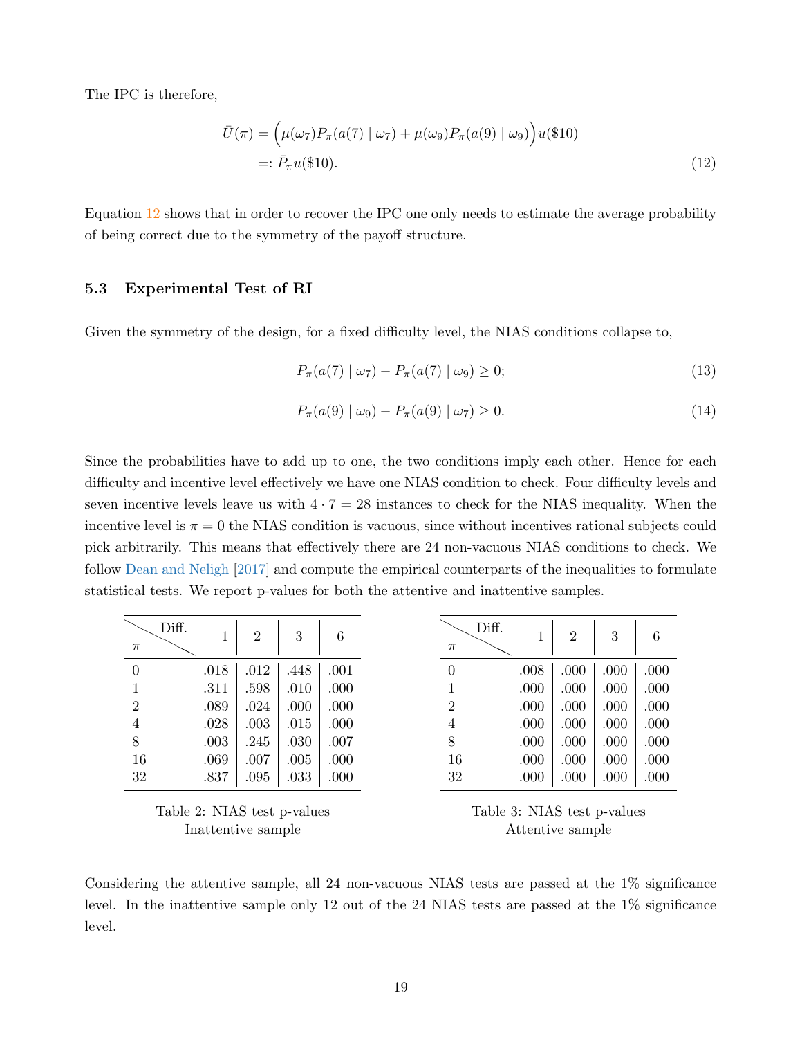The IPC is therefore,

$$
\begin{aligned}
\bar{U}(\pi) &= \Big(\mu(\omega_7)P_\pi(a(7) \mid \omega_7) + \mu(\omega_9)P_\pi(a(9) \mid \omega_9)\Big)u(\$10) \\
&=: \bar{P}_\pi u(\$10).
\end{aligned}
\tag{12}
$$

Equation 12 shows that in order to recover the IPC one only needs to estimate the average probability of being correct due to the symmetry of the payoff structure.

### 5.3 Experimental Test of RI

Given the symmetry of the design, for a fixed difficulty level, the NIAS conditions collapse to,

$$
P_\pi(a(7) \mid \omega_7) - P_\pi(a(7) \mid \omega_9) \geq 0; \tag{13}
$$

$$
P_\pi(a(9) \mid \omega_9) - P_\pi(a(9) \mid \omega_7) \geq 0. \tag{14}
$$

Since the probabilities have to add up to one, the two conditions imply each other. Hence for each difficulty and incentive level effectively we have one NIAS condition to check. Four difficulty levels and seven incentive levels leave us with $4 \cdot 7 = 28$ instances to check for the NIAS inequality. When the incentive level is $\pi = 0$ the NIAS condition is vacuous, since without incentives rational subjects could pick arbitrarily. This means that effectively there are 24 non-vacuous NIAS conditions to check. We follow Dean and Neligh [2017] and compute the empirical counterparts of the inequalities to formulate statistical tests. We report p-values for both the attentive and inattentive samples.

| $\pi$ \ Diff. | 1 | 2 | 3 | 6 |
|---|---|---|---|---|
| 0 | .018 | .012 | .448 | .001 |
| 1 | .311 | .598 | .010 | .000 |
| 2 | .089 | .024 | .000 | .000 |
| 4 | .028 | .003 | .015 | .000 |
| 8 | .003 | .245 | .030 | .007 |
| 16 | .069 | .007 | .005 | .000 |
| 32 | .837 | .095 | .033 | .000 |

Table 2: NIAS test p-values
Inattentive sample

| $\pi$ \ Diff. | 1 | 2 | 3 | 6 |
|---|---|---|---|---|
| 0 | .008 | .000 | .000 | .000 |
| 1 | .000 | .000 | .000 | .000 |
| 2 | .000 | .000 | .000 | .000 |
| 4 | .000 | .000 | .000 | .000 |
| 8 | .000 | .000 | .000 | .000 |
| 16 | .000 | .000 | .000 | .000 |
| 32 | .000 | .000 | .000 | .000 |

Table 3: NIAS test p-values
Attentive sample

Considering the attentive sample, all 24 non-vacuous NIAS tests are passed at the 1% significance level. In the inattentive sample only 12 out of the 24 NIAS tests are passed at the 1% significance level.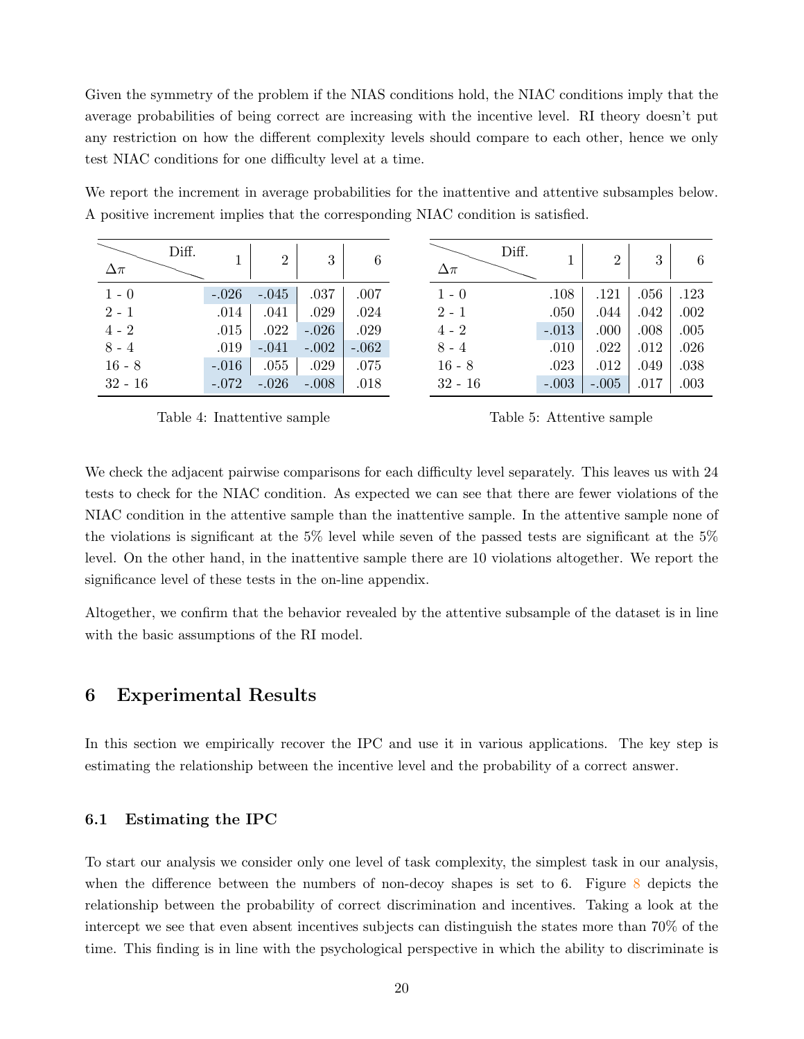Given the symmetry of the problem if the NIAS conditions hold, the NIAC conditions imply that the average probabilities of being correct are increasing with the incentive level. RI theory doesn't put any restriction on how the different complexity levels should compare to each other, hence we only test NIAC conditions for one difficulty level at a time.

We report the increment in average probabilities for the inattentive and attentive subsamples below. A positive increment implies that the corresponding NIAC condition is satisfied.

| $\Delta\pi$ \ Diff. | 1 | 2 | 3 | 6 |
|---|---|---|---|---|
| 1 - 0 | -.026 | -.045 | .037 | .007 |
| 2 - 1 | .014 | .041 | .029 | .024 |
| 4 - 2 | .015 | .022 | -.026 | .029 |
| 8 - 4 | .019 | -.041 | -.002 | -.062 |
| 16 - 8 | -.016 | .055 | .029 | .075 |
| 32 - 16 | -.072 | -.026 | -.008 | .018 |

Table 4: Inattentive sample

| $\Delta\pi$ \ Diff. | 1 | 2 | 3 | 6 |
|---|---|---|---|---|
| 1 - 0 | .108 | .121 | .056 | .123 |
| 2 - 1 | .050 | .044 | .042 | .002 |
| 4 - 2 | -.013 | .000 | .008 | .005 |
| 8 - 4 | .010 | .022 | .012 | .026 |
| 16 - 8 | .023 | .012 | .049 | .038 |
| 32 - 16 | -.003 | -.005 | .017 | .003 |

Table 5: Attentive sample

We check the adjacent pairwise comparisons for each difficulty level separately. This leaves us with 24 tests to check for the NIAC condition. As expected we can see that there are fewer violations of the NIAC condition in the attentive sample than the inattentive sample. In the attentive sample none of the violations is significant at the 5% level while seven of the passed tests are significant at the 5% level. On the other hand, in the inattentive sample there are 10 violations altogether. We report the significance level of these tests in the on-line appendix.

Altogether, we confirm that the behavior revealed by the attentive subsample of the dataset is in line with the basic assumptions of the RI model.

# 6 Experimental Results

In this section we empirically recover the IPC and use it in various applications. The key step is estimating the relationship between the incentive level and the probability of a correct answer.

## 6.1 Estimating the IPC

To start our analysis we consider only one level of task complexity, the simplest task in our analysis, when the difference between the numbers of non-decoy shapes is set to 6. Figure 8 depicts the relationship between the probability of correct discrimination and incentives. Taking a look at the intercept we see that even absent incentives subjects can distinguish the states more than 70% of the time. This finding is in line with the psychological perspective in which the ability to discriminate is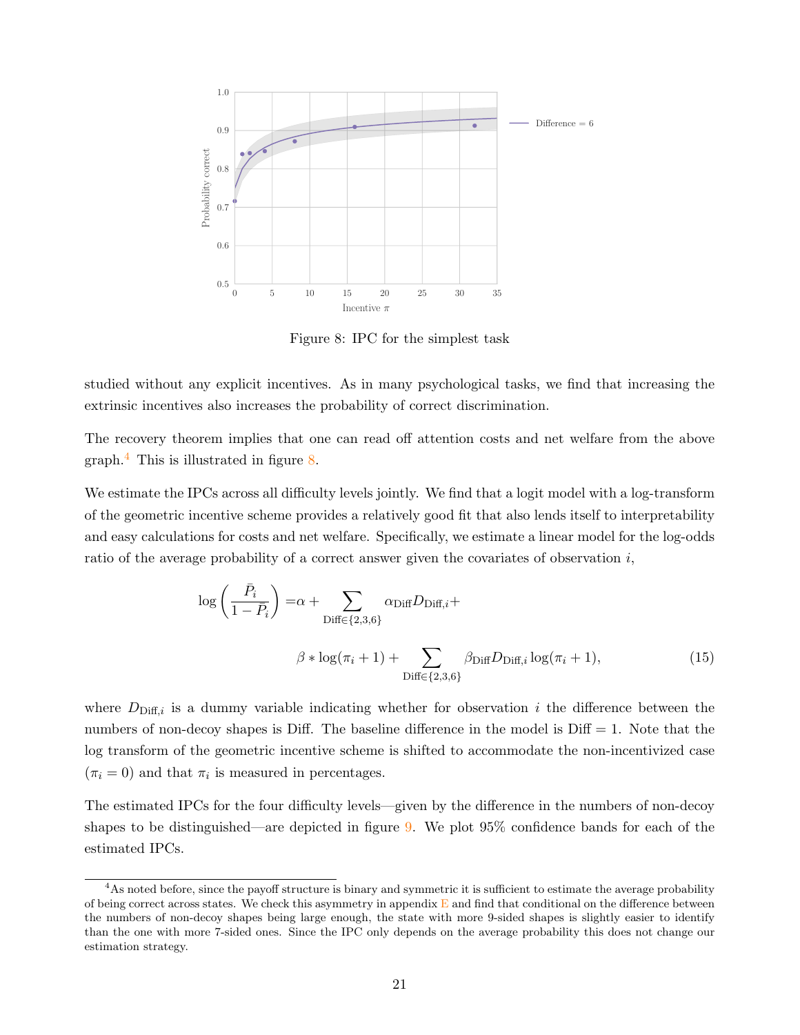Figure 8: IPC for the simplest task

studied without any explicit incentives. As in many psychological tasks, we find that increasing the extrinsic incentives also increases the probability of correct discrimination.

The recovery theorem implies that one can read off attention costs and net welfare from the above graph.[4] This is illustrated in figure 8.

We estimate the IPCs across all difficulty levels jointly. We find that a logit model with a log-transform of the geometric incentive scheme provides a relatively good fit that also lends itself to interpretability and easy calculations for costs and net welfare. Specifically, we estimate a linear model for the log-odds ratio of the average probability of a correct answer given the covariates of observation $i$,

$$\log\left(\frac{\bar{P}_i}{1-\bar{P}_i}\right) = \alpha + \sum_{\text{Diff}\in\{2,3,6\}} \alpha_{\text{Diff}} D_{\text{Diff},i} + \beta * \log(\pi_i + 1) + \sum_{\text{Diff}\in\{2,3,6\}} \beta_{\text{Diff}} D_{\text{Diff},i} \log(\pi_i + 1), \tag{15}$$

where $D_{\text{Diff},i}$ is a dummy variable indicating whether for observation $i$ the difference between the numbers of non-decoy shapes is Diff. The baseline difference in the model is Diff $= 1$. Note that the log transform of the geometric incentive scheme is shifted to accommodate the non-incentivized case ($\pi_i = 0$) and that $\pi_i$ is measured in percentages.

The estimated IPCs for the four difficulty levels—given by the difference in the numbers of non-decoy shapes to be distinguished—are depicted in figure 9. We plot 95% confidence bands for each of the estimated IPCs.

[4] As noted before, since the payoff structure is binary and symmetric it is sufficient to estimate the average probability of being correct across states. We check this asymmetry in appendix E and find that conditional on the difference between the numbers of non-decoy shapes being large enough, the state with more 9-sided shapes is slightly easier to identify than the one with more 7-sided ones. Since the IPC only depends on the average probability this does not change our estimation strategy.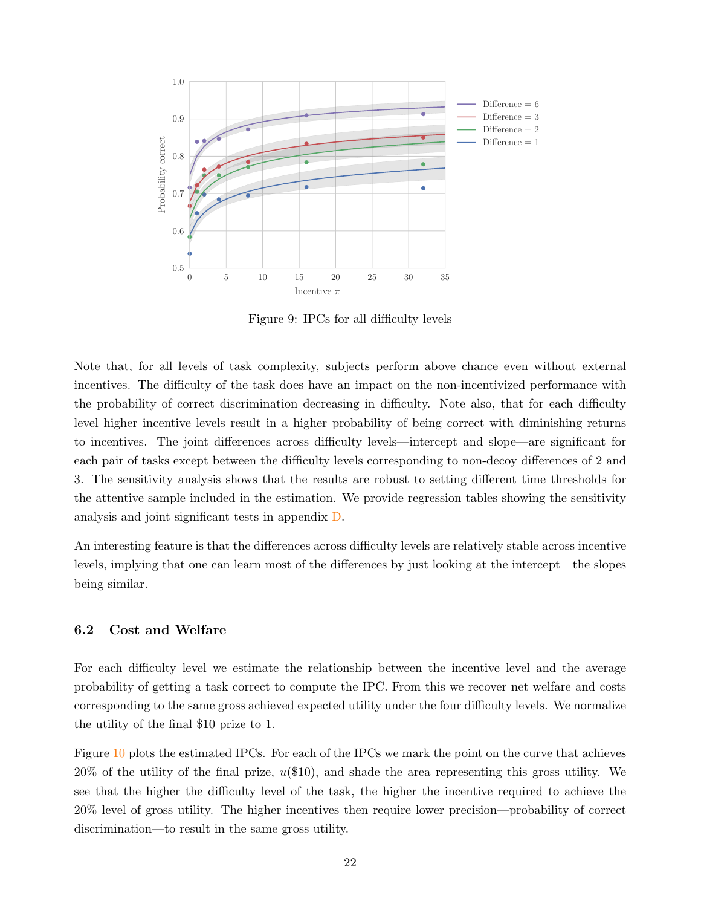Figure 9: IPCs for all difficulty levels

Note that, for all levels of task complexity, subjects perform above chance even without external incentives. The difficulty of the task does have an impact on the non-incentivized performance with the probability of correct discrimination decreasing in difficulty. Note also, that for each difficulty level higher incentive levels result in a higher probability of being correct with diminishing returns to incentives. The joint differences across difficulty levels—intercept and slope—are significant for each pair of tasks except between the difficulty levels corresponding to non-decoy differences of 2 and 3. The sensitivity analysis shows that the results are robust to setting different time thresholds for the attentive sample included in the estimation. We provide regression tables showing the sensitivity analysis and joint significant tests in appendix D.

An interesting feature is that the differences across difficulty levels are relatively stable across incentive levels, implying that one can learn most of the differences by just looking at the intercept—the slopes being similar.

### 6.2 Cost and Welfare

For each difficulty level we estimate the relationship between the incentive level and the average probability of getting a task correct to compute the IPC. From this we recover net welfare and costs corresponding to the same gross achieved expected utility under the four difficulty levels. We normalize the utility of the final \$10 prize to 1.

Figure 10 plots the estimated IPCs. For each of the IPCs we mark the point on the curve that achieves 20% of the utility of the final prize, $u(\$10)$, and shade the area representing this gross utility. We see that the higher the difficulty level of the task, the higher the incentive required to achieve the 20% level of gross utility. The higher incentives then require lower precision—probability of correct discrimination—to result in the same gross utility.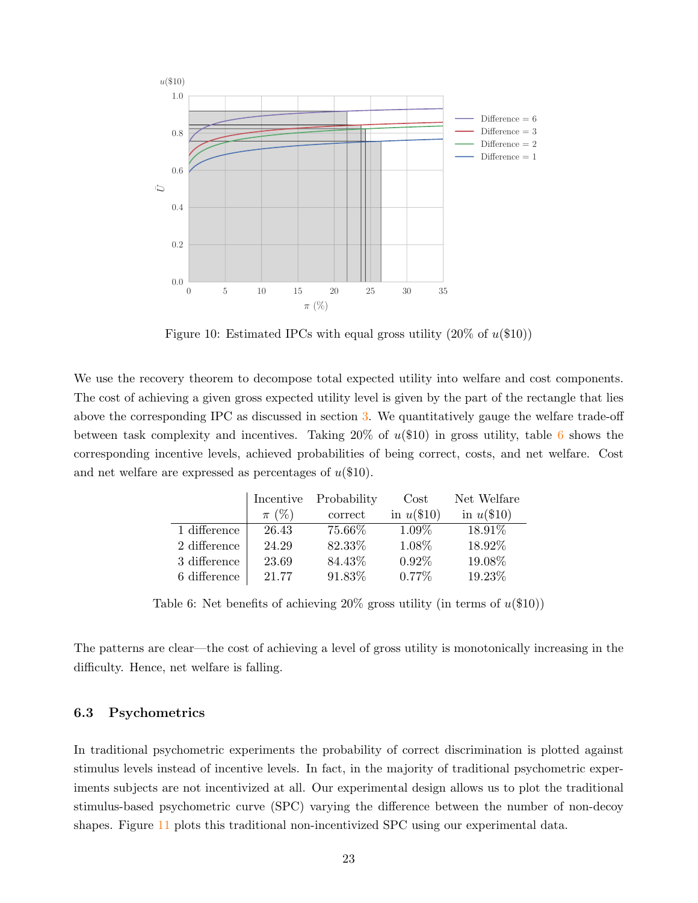Figure 10: Estimated IPCs with equal gross utility (20% of $u(\$10)$)

We use the recovery theorem to decompose total expected utility into welfare and cost components. The cost of achieving a given gross expected utility level is given by the part of the rectangle that lies above the corresponding IPC as discussed in section 3. We quantitatively gauge the welfare trade-off between task complexity and incentives. Taking 20% of $u(\$10)$ in gross utility, table 6 shows the corresponding incentive levels, achieved probabilities of being correct, costs, and net welfare. Cost and net welfare are expressed as percentages of $u(\$10)$.

| | Incentive $\pi$ (%) | Probability correct | Cost in $u(\$10)$ | Net Welfare in $u(\$10)$ |
|---|---|---|---|---|
| 1 difference | 26.43 | 75.66% | 1.09% | 18.91% |
| 2 difference | 24.29 | 82.33% | 1.08% | 18.92% |
| 3 difference | 23.69 | 84.43% | 0.92% | 19.08% |
| 6 difference | 21.77 | 91.83% | 0.77% | 19.23% |

Table 6: Net benefits of achieving 20% gross utility (in terms of $u(\$10)$)

The patterns are clear—the cost of achieving a level of gross utility is monotonically increasing in the difficulty. Hence, net welfare is falling.

### 6.3 Psychometrics

In traditional psychometric experiments the probability of correct discrimination is plotted against stimulus levels instead of incentive levels. In fact, in the majority of traditional psychometric experiments subjects are not incentivized at all. Our experimental design allows us to plot the traditional stimulus-based psychometric curve (SPC) varying the difference between the number of non-decoy shapes. Figure 11 plots this traditional non-incentivized SPC using our experimental data.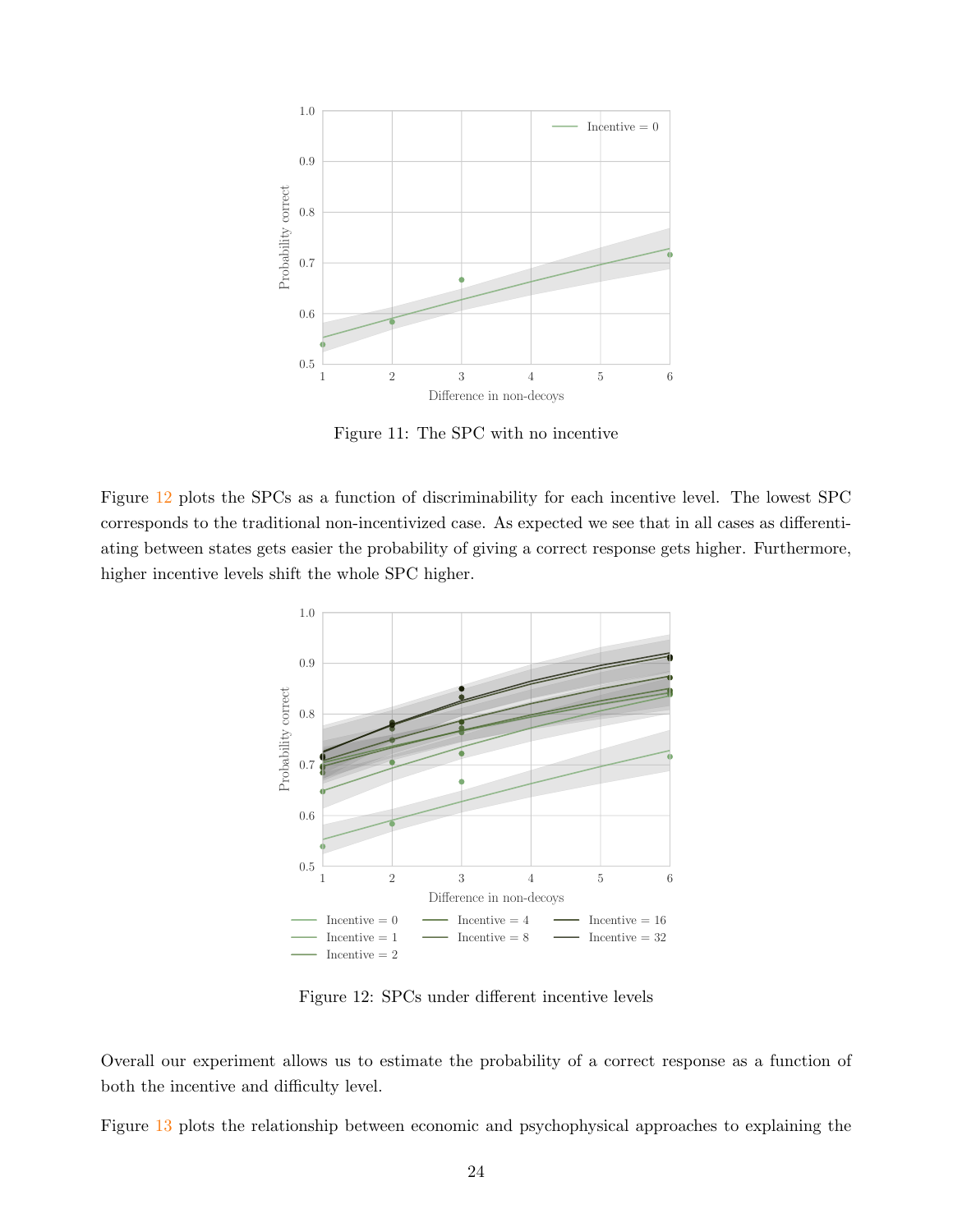Figure 11: The SPC with no incentive

Figure 12 plots the SPCs as a function of discriminability for each incentive level. The lowest SPC corresponds to the traditional non-incentivized case. As expected we see that in all cases as differentiating between states gets easier the probability of giving a correct response gets higher. Furthermore, higher incentive levels shift the whole SPC higher.

Figure 12: SPCs under different incentive levels

Overall our experiment allows us to estimate the probability of a correct response as a function of both the incentive and difficulty level.

Figure 13 plots the relationship between economic and psychophysical approaches to explaining the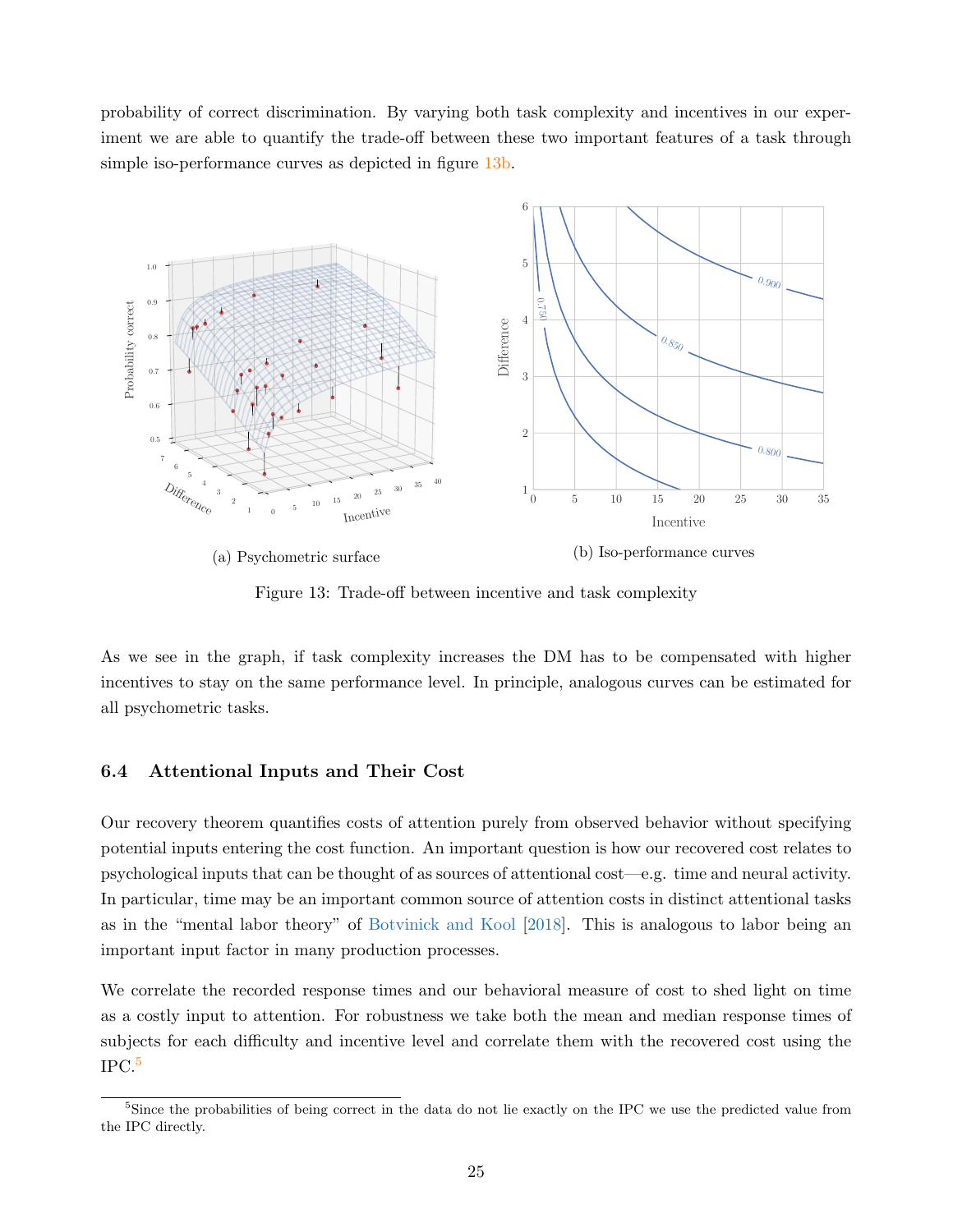probability of correct discrimination. By varying both task complexity and incentives in our experiment we are able to quantify the trade-off between these two important features of a task through simple iso-performance curves as depicted in figure 13b.

(a) Psychometric surface

(b) Iso-performance curves

Figure 13: Trade-off between incentive and task complexity

As we see in the graph, if task complexity increases the DM has to be compensated with higher incentives to stay on the same performance level. In principle, analogous curves can be estimated for all psychometric tasks.

### 6.4 Attentional Inputs and Their Cost

Our recovery theorem quantifies costs of attention purely from observed behavior without specifying potential inputs entering the cost function. An important question is how our recovered cost relates to psychological inputs that can be thought of as sources of attentional cost—e.g. time and neural activity. In particular, time may be an important common source of attention costs in distinct attentional tasks as in the "mental labor theory" of Botvinick and Kool [2018]. This is analogous to labor being an important input factor in many production processes.

We correlate the recorded response times and our behavioral measure of cost to shed light on time as a costly input to attention. For robustness we take both the mean and median response times of subjects for each difficulty and incentive level and correlate them with the recovered cost using the IPC.[5]

[5] Since the probabilities of being correct in the data do not lie exactly on the IPC we use the predicted value from the IPC directly.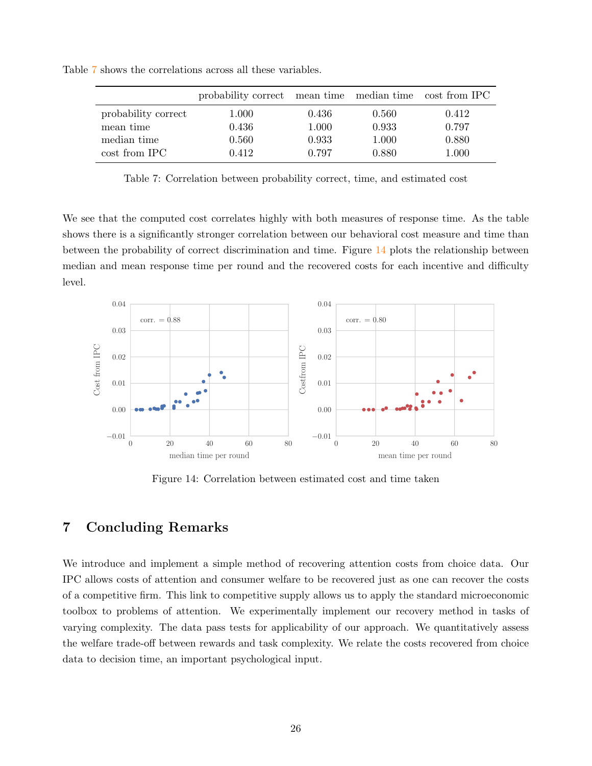Table 7 shows the correlations across all these variables.

| | probability correct | mean time | median time | cost from IPC |
|---|---|---|---|---|
| probability correct | 1.000 | 0.436 | 0.560 | 0.412 |
| mean time | 0.436 | 1.000 | 0.933 | 0.797 |
| median time | 0.560 | 0.933 | 1.000 | 0.880 |
| cost from IPC | 0.412 | 0.797 | 0.880 | 1.000 |

Table 7: Correlation between probability correct, time, and estimated cost

We see that the computed cost correlates highly with both measures of response time. As the table shows there is a significantly stronger correlation between our behavioral cost measure and time than between the probability of correct discrimination and time. Figure 14 plots the relationship between median and mean response time per round and the recovered costs for each incentive and difficulty level.

Figure 14: Correlation between estimated cost and time taken

## 7 Concluding Remarks

We introduce and implement a simple method of recovering attention costs from choice data. Our IPC allows costs of attention and consumer welfare to be recovered just as one can recover the costs of a competitive firm. This link to competitive supply allows us to apply the standard microeconomic toolbox to problems of attention. We experimentally implement our recovery method in tasks of varying complexity. The data pass tests for applicability of our approach. We quantitatively assess the welfare trade-off between rewards and task complexity. We relate the costs recovered from choice data to decision time, an important psychological input.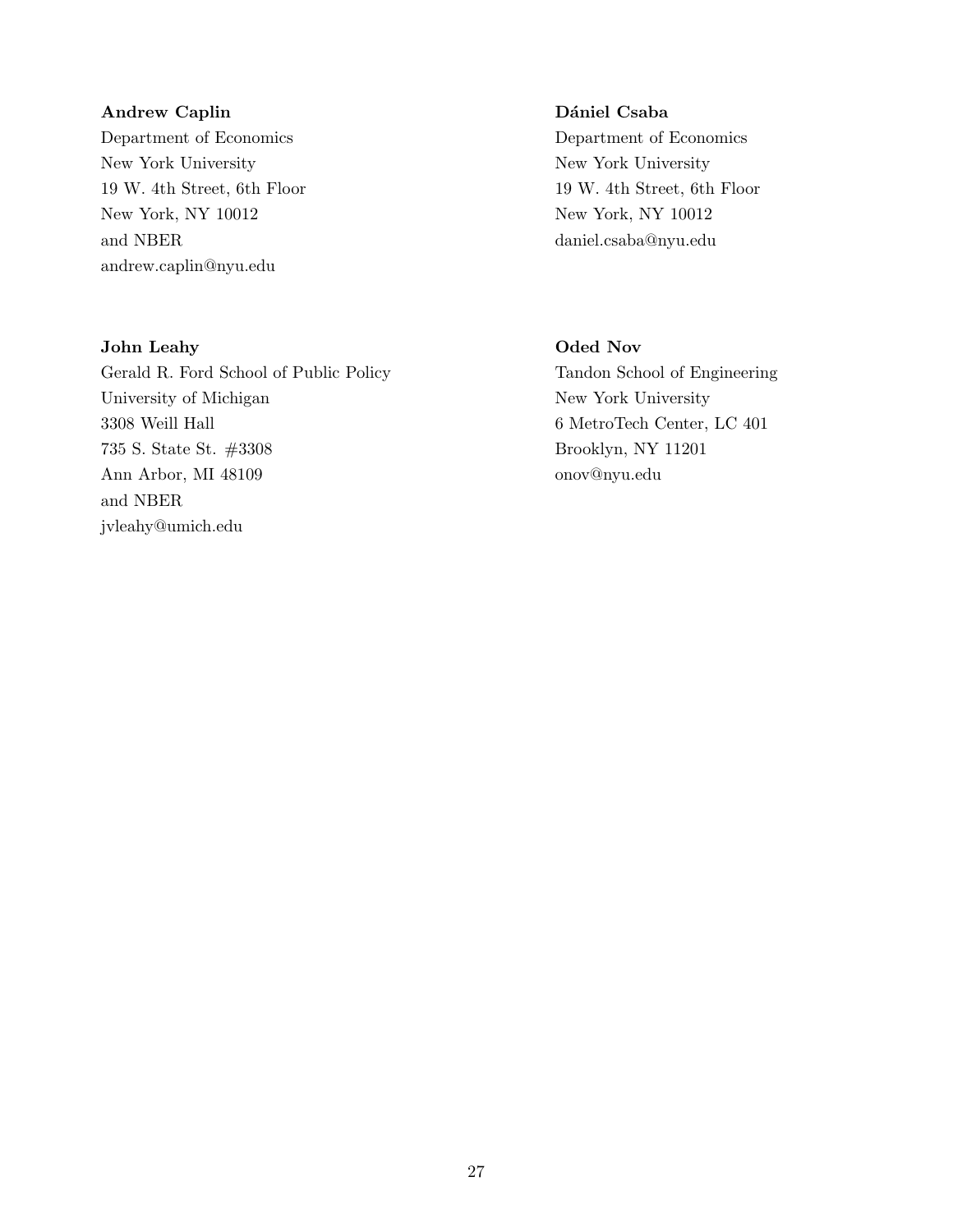**Andrew Caplin**
Department of Economics
New York University
19 W. 4th Street, 6th Floor
New York, NY 10012
and NBER
andrew.caplin@nyu.edu

**Dániel Csaba**
Department of Economics
New York University
19 W. 4th Street, 6th Floor
New York, NY 10012
daniel.csaba@nyu.edu

**John Leahy**
Gerald R. Ford School of Public Policy
University of Michigan
3308 Weill Hall
735 S. State St. #3308
Ann Arbor, MI 48109
and NBER
jvleahy@umich.edu

**Oded Nov**
Tandon School of Engineering
New York University
6 MetroTech Center, LC 401
Brooklyn, NY 11201
onov@nyu.edu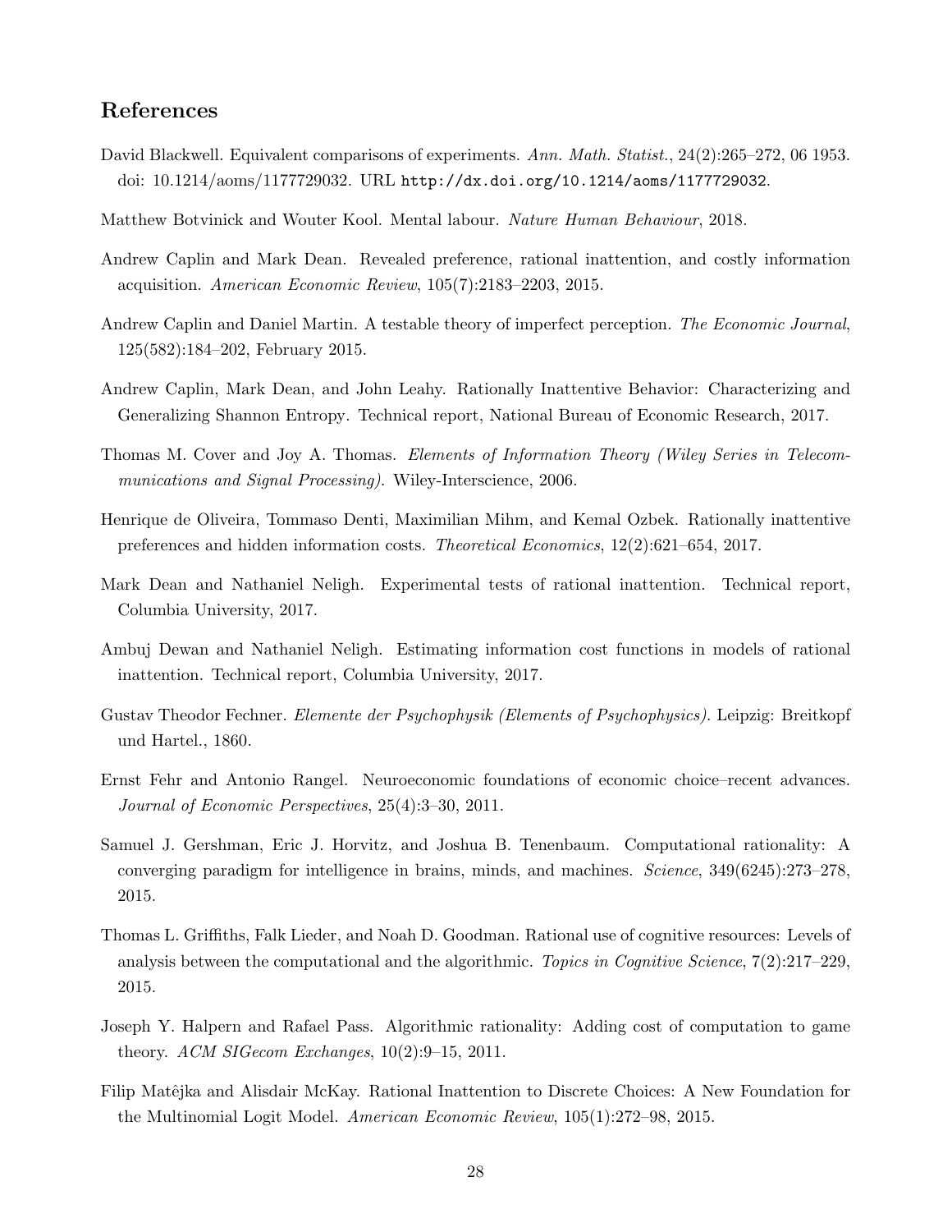## References

David Blackwell. Equivalent comparisons of experiments. *Ann. Math. Statist.*, 24(2):265–272, 06 1953. doi: 10.1214/aoms/1177729032. URL `http://dx.doi.org/10.1214/aoms/1177729032`.

Matthew Botvinick and Wouter Kool. Mental labour. *Nature Human Behaviour*, 2018.

Andrew Caplin and Mark Dean. Revealed preference, rational inattention, and costly information acquisition. *American Economic Review*, 105(7):2183–2203, 2015.

Andrew Caplin and Daniel Martin. A testable theory of imperfect perception. *The Economic Journal*, 125(582):184–202, February 2015.

Andrew Caplin, Mark Dean, and John Leahy. Rationally Inattentive Behavior: Characterizing and Generalizing Shannon Entropy. Technical report, National Bureau of Economic Research, 2017.

Thomas M. Cover and Joy A. Thomas. *Elements of Information Theory (Wiley Series in Telecommunications and Signal Processing)*. Wiley-Interscience, 2006.

Henrique de Oliveira, Tommaso Denti, Maximilian Mihm, and Kemal Ozbek. Rationally inattentive preferences and hidden information costs. *Theoretical Economics*, 12(2):621–654, 2017.

Mark Dean and Nathaniel Neligh. Experimental tests of rational inattention. Technical report, Columbia University, 2017.

Ambuj Dewan and Nathaniel Neligh. Estimating information cost functions in models of rational inattention. Technical report, Columbia University, 2017.

Gustav Theodor Fechner. *Elemente der Psychophysik (Elements of Psychophysics)*. Leipzig: Breitkopf und Hartel., 1860.

Ernst Fehr and Antonio Rangel. Neuroeconomic foundations of economic choice–recent advances. *Journal of Economic Perspectives*, 25(4):3–30, 2011.

Samuel J. Gershman, Eric J. Horvitz, and Joshua B. Tenenbaum. Computational rationality: A converging paradigm for intelligence in brains, minds, and machines. *Science*, 349(6245):273–278, 2015.

Thomas L. Griffiths, Falk Lieder, and Noah D. Goodman. Rational use of cognitive resources: Levels of analysis between the computational and the algorithmic. *Topics in Cognitive Science*, 7(2):217–229, 2015.

Joseph Y. Halpern and Rafael Pass. Algorithmic rationality: Adding cost of computation to game theory. *ACM SIGecom Exchanges*, 10(2):9–15, 2011.

Filip Matêjka and Alisdair McKay. Rational Inattention to Discrete Choices: A New Foundation for the Multinomial Logit Model. *American Economic Review*, 105(1):272–98, 2015.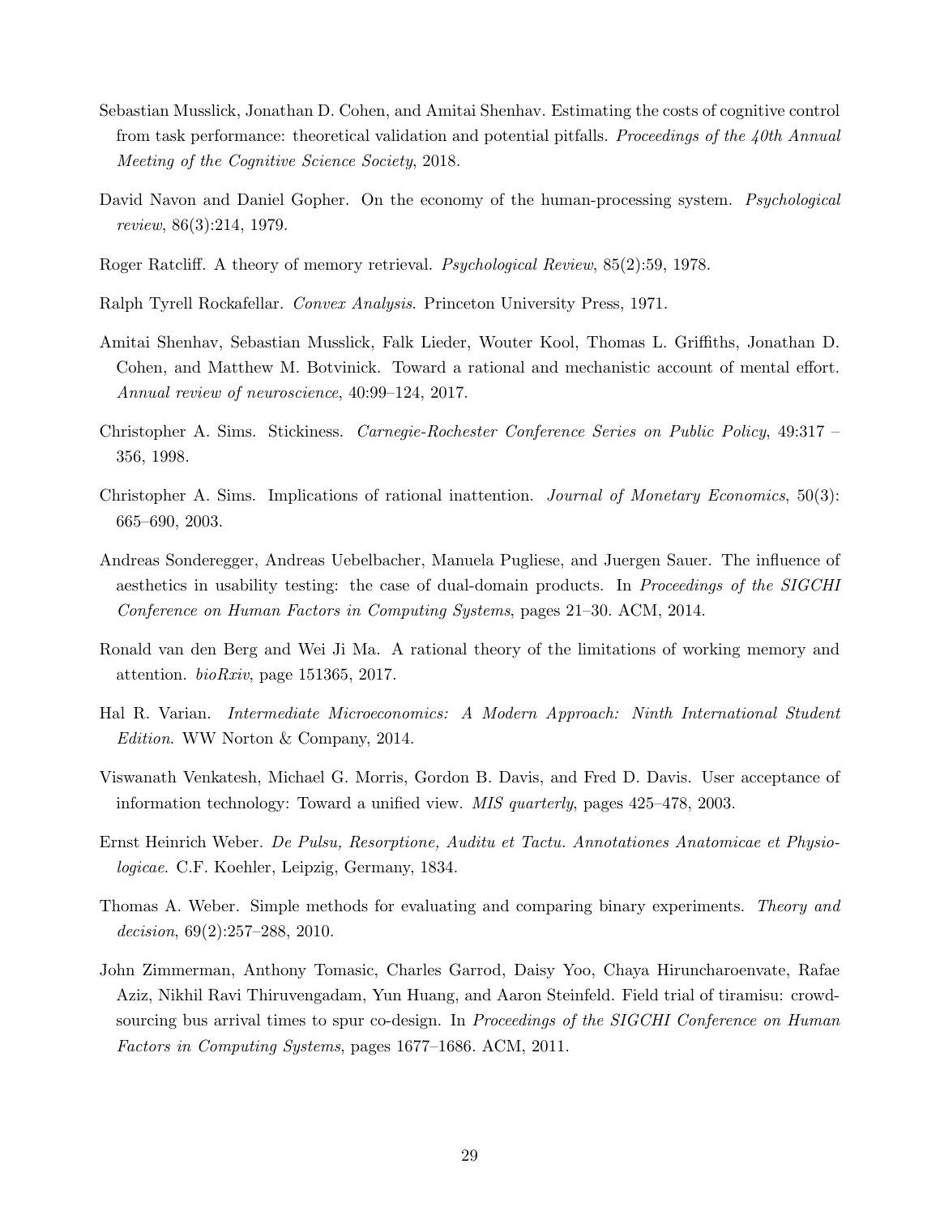Sebastian Musslick, Jonathan D. Cohen, and Amitai Shenhav. Estimating the costs of cognitive control from task performance: theoretical validation and potential pitfalls. *Proceedings of the 40th Annual Meeting of the Cognitive Science Society*, 2018.

David Navon and Daniel Gopher. On the economy of the human-processing system. *Psychological review*, 86(3):214, 1979.

Roger Ratcliff. A theory of memory retrieval. *Psychological Review*, 85(2):59, 1978.

Ralph Tyrell Rockafellar. *Convex Analysis*. Princeton University Press, 1971.

Amitai Shenhav, Sebastian Musslick, Falk Lieder, Wouter Kool, Thomas L. Griffiths, Jonathan D. Cohen, and Matthew M. Botvinick. Toward a rational and mechanistic account of mental effort. *Annual review of neuroscience*, 40:99–124, 2017.

Christopher A. Sims. Stickiness. *Carnegie-Rochester Conference Series on Public Policy*, 49:317 – 356, 1998.

Christopher A. Sims. Implications of rational inattention. *Journal of Monetary Economics*, 50(3): 665–690, 2003.

Andreas Sonderegger, Andreas Uebelbacher, Manuela Pugliese, and Juergen Sauer. The influence of aesthetics in usability testing: the case of dual-domain products. In *Proceedings of the SIGCHI Conference on Human Factors in Computing Systems*, pages 21–30. ACM, 2014.

Ronald van den Berg and Wei Ji Ma. A rational theory of the limitations of working memory and attention. *bioRxiv*, page 151365, 2017.

Hal R. Varian. *Intermediate Microeconomics: A Modern Approach: Ninth International Student Edition*. WW Norton & Company, 2014.

Viswanath Venkatesh, Michael G. Morris, Gordon B. Davis, and Fred D. Davis. User acceptance of information technology: Toward a unified view. *MIS quarterly*, pages 425–478, 2003.

Ernst Heinrich Weber. *De Pulsu, Resorptione, Auditu et Tactu. Annotationes Anatomicae et Physiologicae*. C.F. Koehler, Leipzig, Germany, 1834.

Thomas A. Weber. Simple methods for evaluating and comparing binary experiments. *Theory and decision*, 69(2):257–288, 2010.

John Zimmerman, Anthony Tomasic, Charles Garrod, Daisy Yoo, Chaya Hiruncharoenvate, Rafae Aziz, Nikhil Ravi Thiruvengadam, Yun Huang, and Aaron Steinfeld. Field trial of tiramisu: crowd-sourcing bus arrival times to spur co-design. In *Proceedings of the SIGCHI Conference on Human Factors in Computing Systems*, pages 1677–1686. ACM, 2011.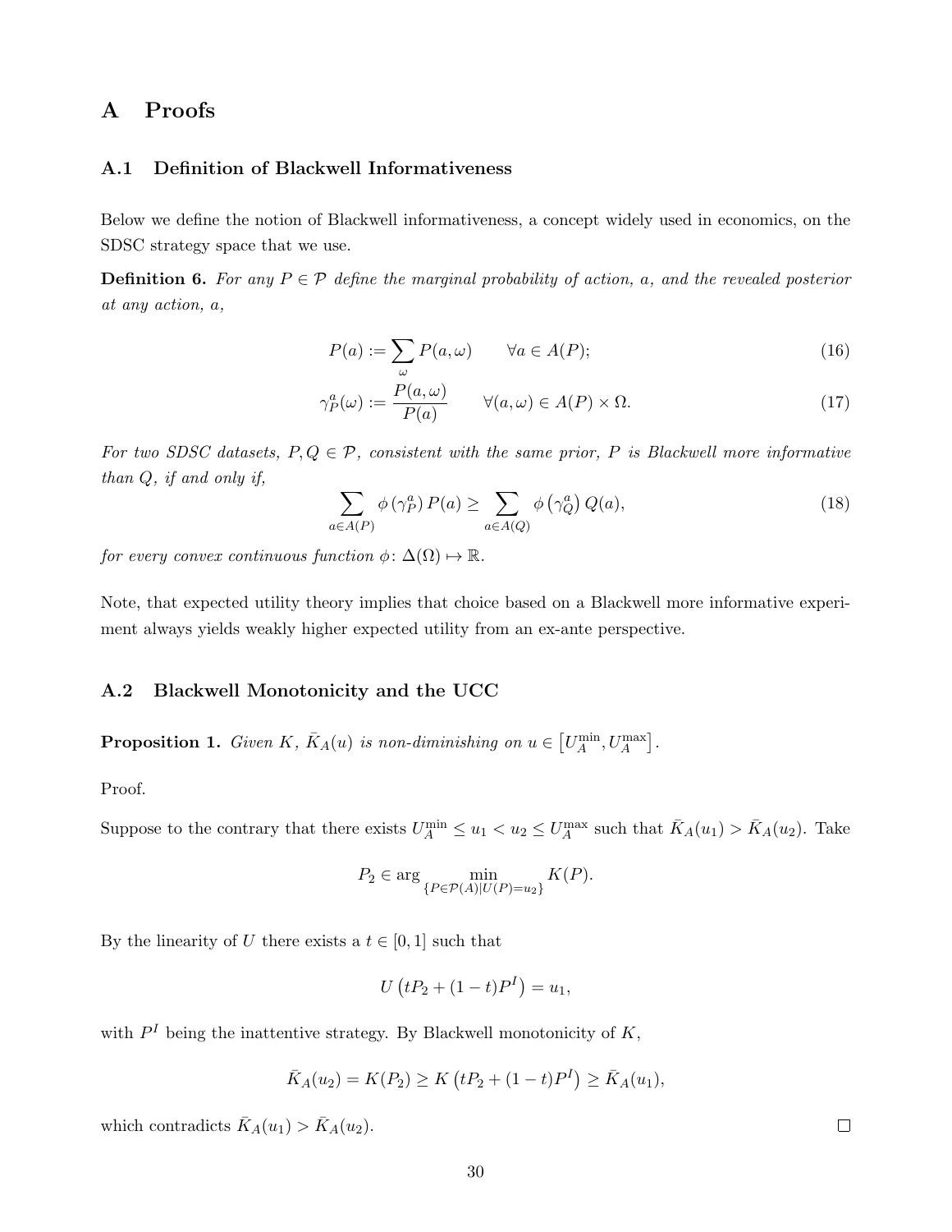# A Proofs

## A.1 Definition of Blackwell Informativeness

Below we define the notion of Blackwell informativeness, a concept widely used in economics, on the SDSC strategy space that we use.

**Definition 6.** *For any $P \in \mathcal{P}$ define the marginal probability of action, $a$, and the revealed posterior at any action, $a$,*

$$P(a) := \sum_{\omega} P(a, \omega) \qquad \forall a \in A(P); \tag{16}$$

$$\gamma_P^a(\omega) := \frac{P(a, \omega)}{P(a)} \qquad \forall (a, \omega) \in A(P) \times \Omega. \tag{17}$$

*For two SDSC datasets, $P, Q \in \mathcal{P}$, consistent with the same prior, $P$ is Blackwell more informative than $Q$, if and only if,*

$$\sum_{a \in A(P)} \phi\left(\gamma_P^a\right) P(a) \geq \sum_{a \in A(Q)} \phi\left(\gamma_Q^a\right) Q(a), \tag{18}$$

*for every convex continuous function $\phi \colon \Delta(\Omega) \mapsto \mathbb{R}$.*

Note, that expected utility theory implies that choice based on a Blackwell more informative experiment always yields weakly higher expected utility from an ex-ante perspective.

## A.2 Blackwell Monotonicity and the UCC

**Proposition 1.** *Given $K$, $\bar{K}_A(u)$ is non-diminishing on $u \in \left[U_A^{\min}, U_A^{\max}\right]$.*

Proof.

Suppose to the contrary that there exists $U_A^{\min} \leq u_1 < u_2 \leq U_A^{\max}$ such that $\bar{K}_A(u_1) > \bar{K}_A(u_2)$. Take

$$P_2 \in \arg \min_{\{P \in \mathcal{P}(A) | U(P) = u_2\}} K(P).$$

By the linearity of $U$ there exists a $t \in [0, 1]$ such that

$$U\left(tP_2 + (1-t)P^I\right) = u_1,$$

with $P^I$ being the inattentive strategy. By Blackwell monotonicity of $K$,

$$\bar{K}_A(u_2) = K(P_2) \geq K\left(tP_2 + (1-t)P^I\right) \geq \bar{K}_A(u_1),$$

which contradicts $\bar{K}_A(u_1) > \bar{K}_A(u_2)$. $\square$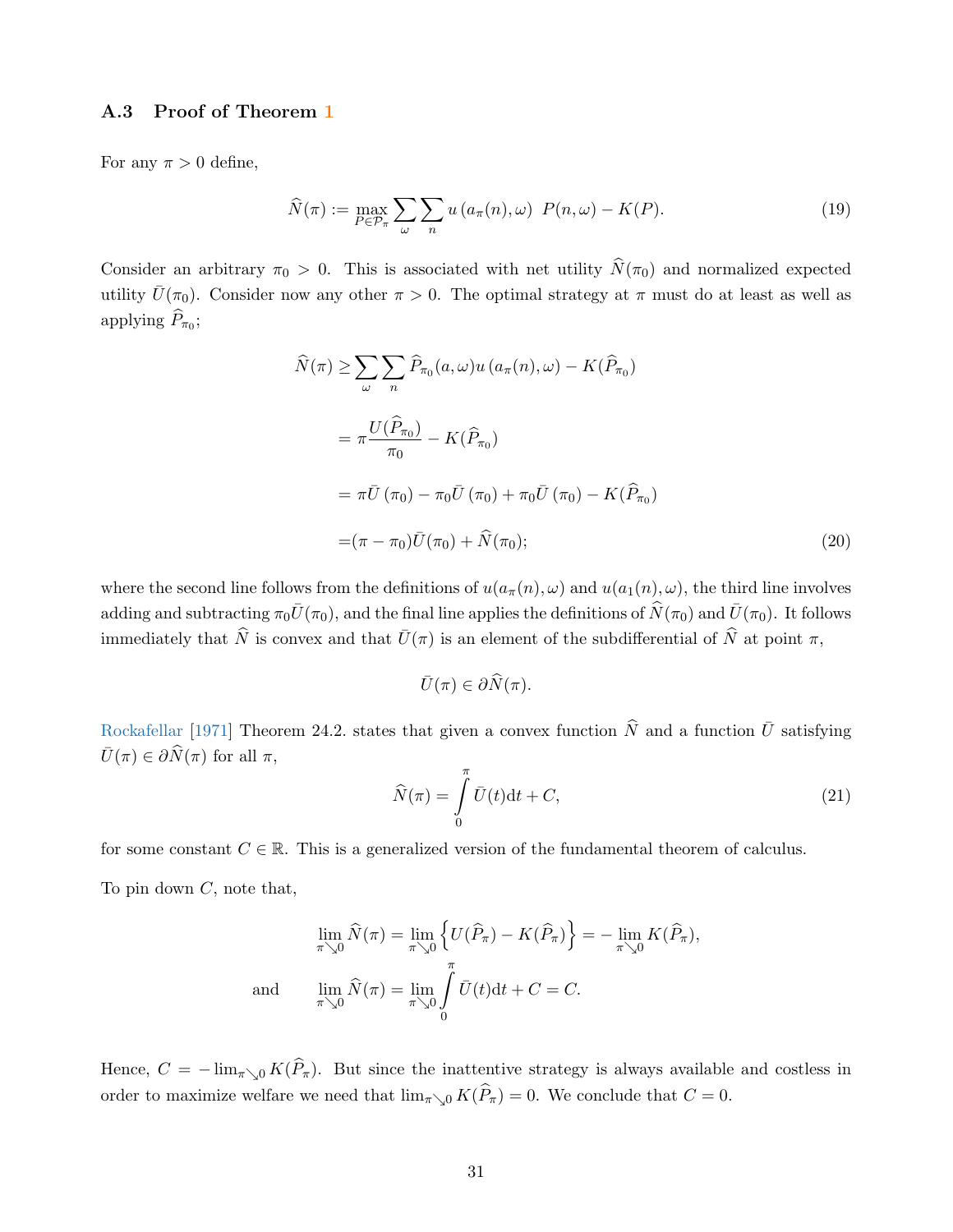### A.3 Proof of Theorem 1

For any $\pi > 0$ define,

$$\widehat{N}(\pi) := \max_{P \in \mathcal{P}_\pi} \sum_\omega \sum_n u\left(a_\pi(n), \omega\right) \; P(n, \omega) - K(P). \tag{19}$$

Consider an arbitrary $\pi_0 > 0$. This is associated with net utility $\widehat{N}(\pi_0)$ and normalized expected utility $\bar{U}(\pi_0)$. Consider now any other $\pi > 0$. The optimal strategy at $\pi$ must do at least as well as applying $\widehat{P}_{\pi_0}$;

$$\begin{aligned}
\widehat{N}(\pi) &\geq \sum_\omega \sum_n \widehat{P}_{\pi_0}(a, \omega) u\left(a_\pi(n), \omega\right) - K(\widehat{P}_{\pi_0}) \\
&= \pi \frac{U(\widehat{P}_{\pi_0})}{\pi_0} - K(\widehat{P}_{\pi_0}) \\
&= \pi \bar{U}\left(\pi_0\right) - \pi_0 \bar{U}\left(\pi_0\right) + \pi_0 \bar{U}\left(\pi_0\right) - K(\widehat{P}_{\pi_0}) \\
&= (\pi - \pi_0) \bar{U}(\pi_0) + \widehat{N}(\pi_0);
\end{aligned} \tag{20}$$

where the second line follows from the definitions of $u(a_\pi(n), \omega)$ and $u(a_1(n), \omega)$, the third line involves adding and subtracting $\pi_0 \bar{U}(\pi_0)$, and the final line applies the definitions of $\widehat{N}(\pi_0)$ and $\bar{U}(\pi_0)$. It follows immediately that $\widehat{N}$ is convex and that $\bar{U}(\pi)$ is an element of the subdifferential of $\widehat{N}$ at point $\pi$,

$$\bar{U}(\pi) \in \partial \widehat{N}(\pi).$$

Rockafellar [1971] Theorem 24.2. states that given a convex function $\widehat{N}$ and a function $\bar{U}$ satisfying $\bar{U}(\pi) \in \partial \widehat{N}(\pi)$ for all $\pi$,

$$\widehat{N}(\pi) = \int_0^\pi \bar{U}(t) \mathrm{d}t + C, \tag{21}$$

for some constant $C \in \mathbb{R}$. This is a generalized version of the fundamental theorem of calculus.

To pin down $C$, note that,

$$\lim_{\pi \searrow 0} \widehat{N}(\pi) = \lim_{\pi \searrow 0} \left\{ U(\widehat{P}_\pi) - K(\widehat{P}_\pi) \right\} = - \lim_{\pi \searrow 0} K(\widehat{P}_\pi),$$

$$\text{and} \qquad \lim_{\pi \searrow 0} \widehat{N}(\pi) = \lim_{\pi \searrow 0} \int_0^\pi \bar{U}(t) \mathrm{d}t + C = C.$$

Hence, $C = -\lim_{\pi \searrow 0} K(\widehat{P}_\pi)$. But since the inattentive strategy is always available and costless in order to maximize welfare we need that $\lim_{\pi \searrow 0} K(\widehat{P}_\pi) = 0$. We conclude that $C = 0$.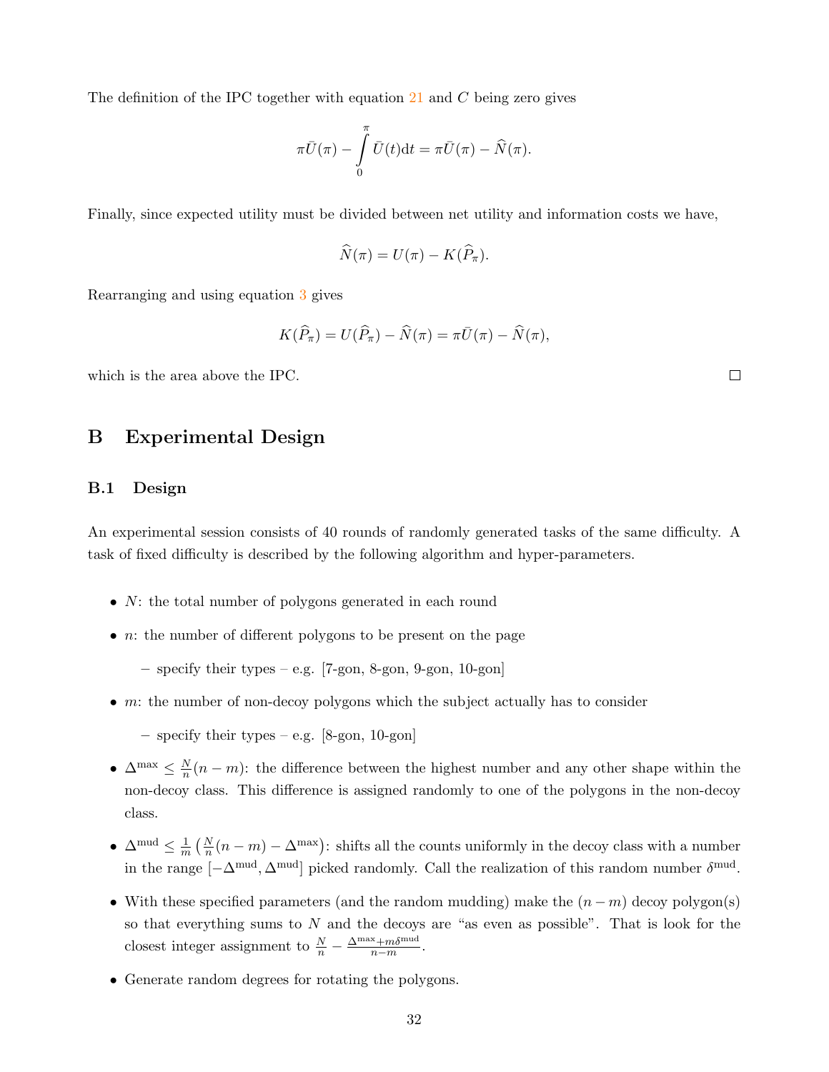The definition of the IPC together with equation 21 and $C$ being zero gives

$$\pi\bar{U}(\pi) - \int_0^{\pi} \bar{U}(t)\mathrm{d}t = \pi\bar{U}(\pi) - \widehat{N}(\pi).$$

Finally, since expected utility must be divided between net utility and information costs we have,

$$\widehat{N}(\pi) = U(\pi) - K(\widehat{P}_\pi).$$

Rearranging and using equation 3 gives

$$K(\widehat{P}_\pi) = U(\widehat{P}_\pi) - \widehat{N}(\pi) = \pi\bar{U}(\pi) - \widehat{N}(\pi),$$

which is the area above the IPC. □

# B Experimental Design

## B.1 Design

An experimental session consists of 40 rounds of randomly generated tasks of the same difficulty. A task of fixed difficulty is described by the following algorithm and hyper-parameters.

- $N$: the total number of polygons generated in each round
- $n$: the number of different polygons to be present on the page
  - specify their types – e.g. [7-gon, 8-gon, 9-gon, 10-gon]
- $m$: the number of non-decoy polygons which the subject actually has to consider
  - specify their types – e.g. [8-gon, 10-gon]
- $\Delta^{\max} \leq \frac{N}{n}(n-m)$: the difference between the highest number and any other shape within the non-decoy class. This difference is assigned randomly to one of the polygons in the non-decoy class.
- $\Delta^{\mathrm{mud}} \leq \frac{1}{m}\left(\frac{N}{n}(n-m) - \Delta^{\max}\right)$: shifts all the counts uniformly in the decoy class with a number in the range $[-\Delta^{\mathrm{mud}}, \Delta^{\mathrm{mud}}]$ picked randomly. Call the realization of this random number $\delta^{\mathrm{mud}}$.
- With these specified parameters (and the random mudding) make the $(n-m)$ decoy polygon(s) so that everything sums to $N$ and the decoys are "as even as possible". That is look for the closest integer assignment to $\frac{N}{n} - \frac{\Delta^{\max} + m\delta^{\mathrm{mud}}}{n-m}$.
- Generate random degrees for rotating the polygons.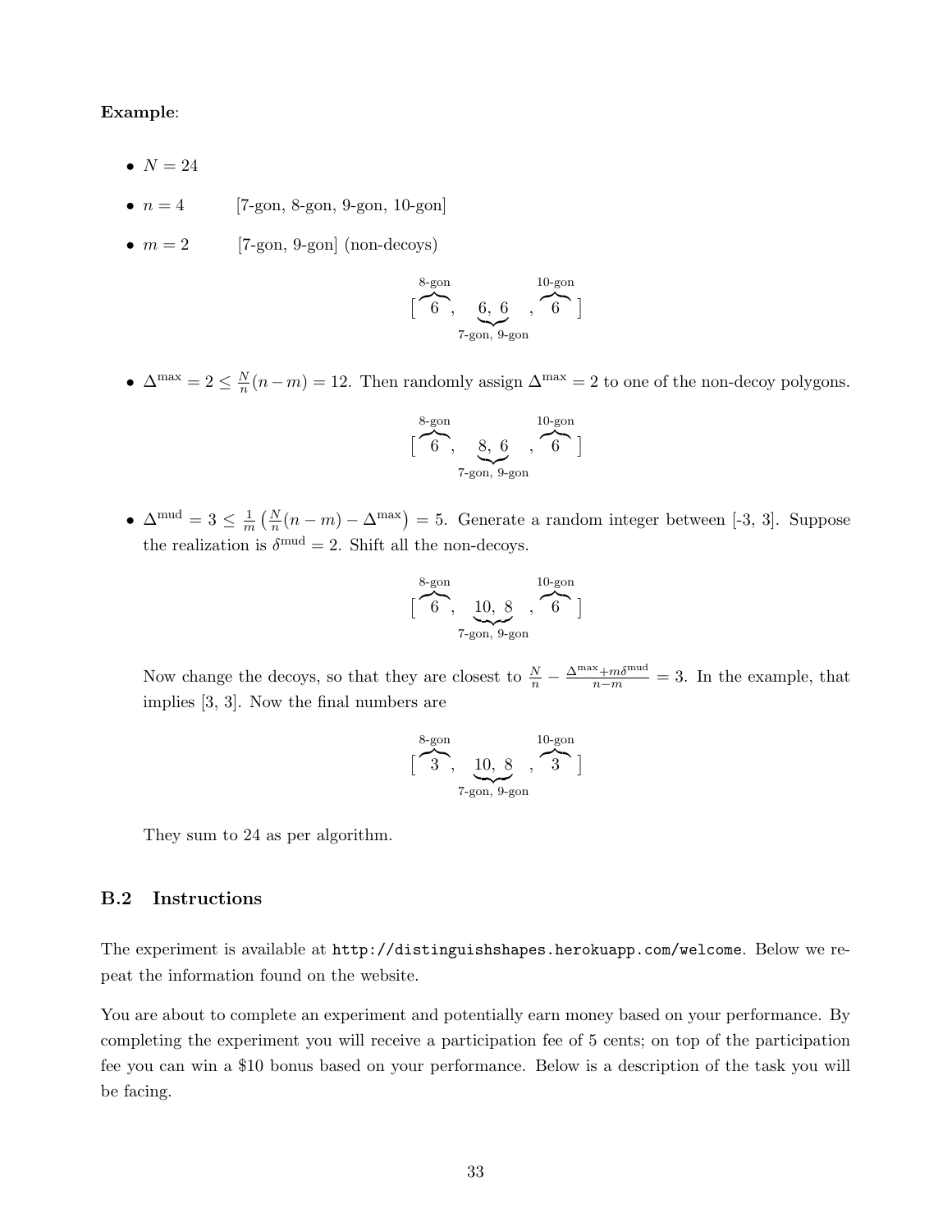**Example**:

- $N = 24$
- $n = 4$ [7-gon, 8-gon, 9-gon, 10-gon]
- $m = 2$ [7-gon, 9-gon] (non-decoys)

$$[\overbrace{6}^{\text{8-gon}},\ \underbrace{6,\ 6}_{\text{7-gon, 9-gon}}\ ,\overbrace{6}^{\text{10-gon}}]$$

- $\Delta^{\max} = 2 \leq \frac{N}{n}(n - m) = 12$. Then randomly assign $\Delta^{\max} = 2$ to one of the non-decoy polygons.

$$[\overbrace{6}^{\text{8-gon}},\ \underbrace{8,\ 6}_{\text{7-gon, 9-gon}}\ ,\overbrace{6}^{\text{10-gon}}]$$

- $\Delta^{\text{mud}} = 3 \leq \frac{1}{m}\left(\frac{N}{n}(n - m) - \Delta^{\max}\right) = 5$. Generate a random integer between [-3, 3]. Suppose the realization is $\delta^{\text{mud}} = 2$. Shift all the non-decoys.

$$[\overbrace{6}^{\text{8-gon}},\ \underbrace{10,\ 8}_{\text{7-gon, 9-gon}}\ ,\overbrace{6}^{\text{10-gon}}]$$

Now change the decoys, so that they are closest to $\frac{N}{n} - \frac{\Delta^{\max} + m\delta^{\text{mud}}}{n-m} = 3$. In the example, that implies [3, 3]. Now the final numbers are

$$[\overbrace{3}^{\text{8-gon}},\ \underbrace{10,\ 8}_{\text{7-gon, 9-gon}}\ ,\overbrace{3}^{\text{10-gon}}]$$

They sum to 24 as per algorithm.

### B.2 Instructions

The experiment is available at `http://distinguishshapes.herokuapp.com/welcome`. Below we repeat the information found on the website.

You are about to complete an experiment and potentially earn money based on your performance. By completing the experiment you will receive a participation fee of 5 cents; on top of the participation fee you can win a $10 bonus based on your performance. Below is a description of the task you will be facing.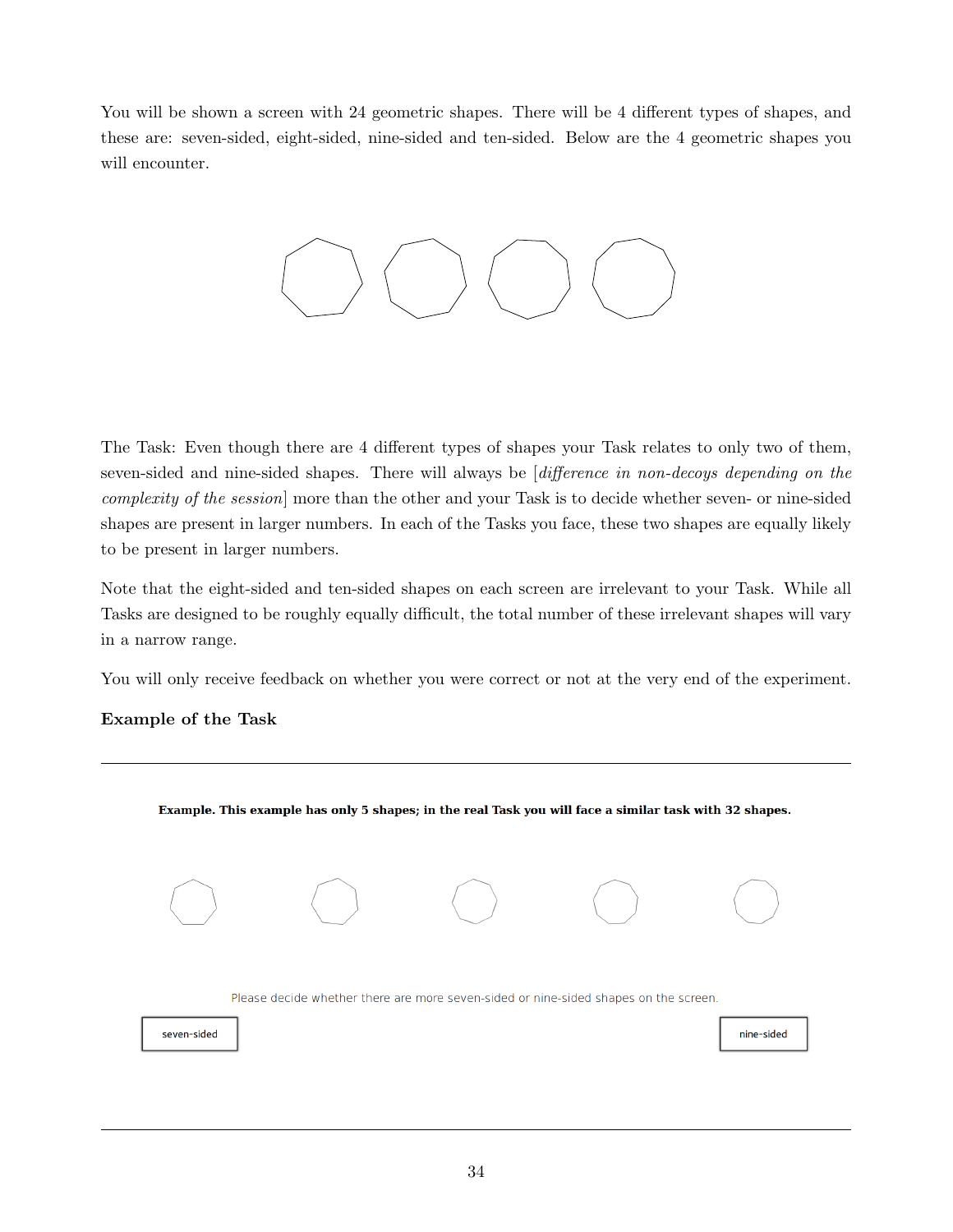You will be shown a screen with 24 geometric shapes. There will be 4 different types of shapes, and these are: seven-sided, eight-sided, nine-sided and ten-sided. Below are the 4 geometric shapes you will encounter.

The Task: Even though there are 4 different types of shapes your Task relates to only two of them, seven-sided and nine-sided shapes. There will always be [*difference in non-decoys depending on the complexity of the session*] more than the other and your Task is to decide whether seven- or nine-sided shapes are present in larger numbers. In each of the Tasks you face, these two shapes are equally likely to be present in larger numbers.

Note that the eight-sided and ten-sided shapes on each screen are irrelevant to your Task. While all Tasks are designed to be roughly equally difficult, the total number of these irrelevant shapes will vary in a narrow range.

You will only receive feedback on whether you were correct or not at the very end of the experiment.

**Example of the Task**

---

**Example. This example has only 5 shapes; in the real Task you will face a similar task with 32 shapes.**

Please decide whether there are more seven-sided or nine-sided shapes on the screen.

seven-sided | nine-sided

---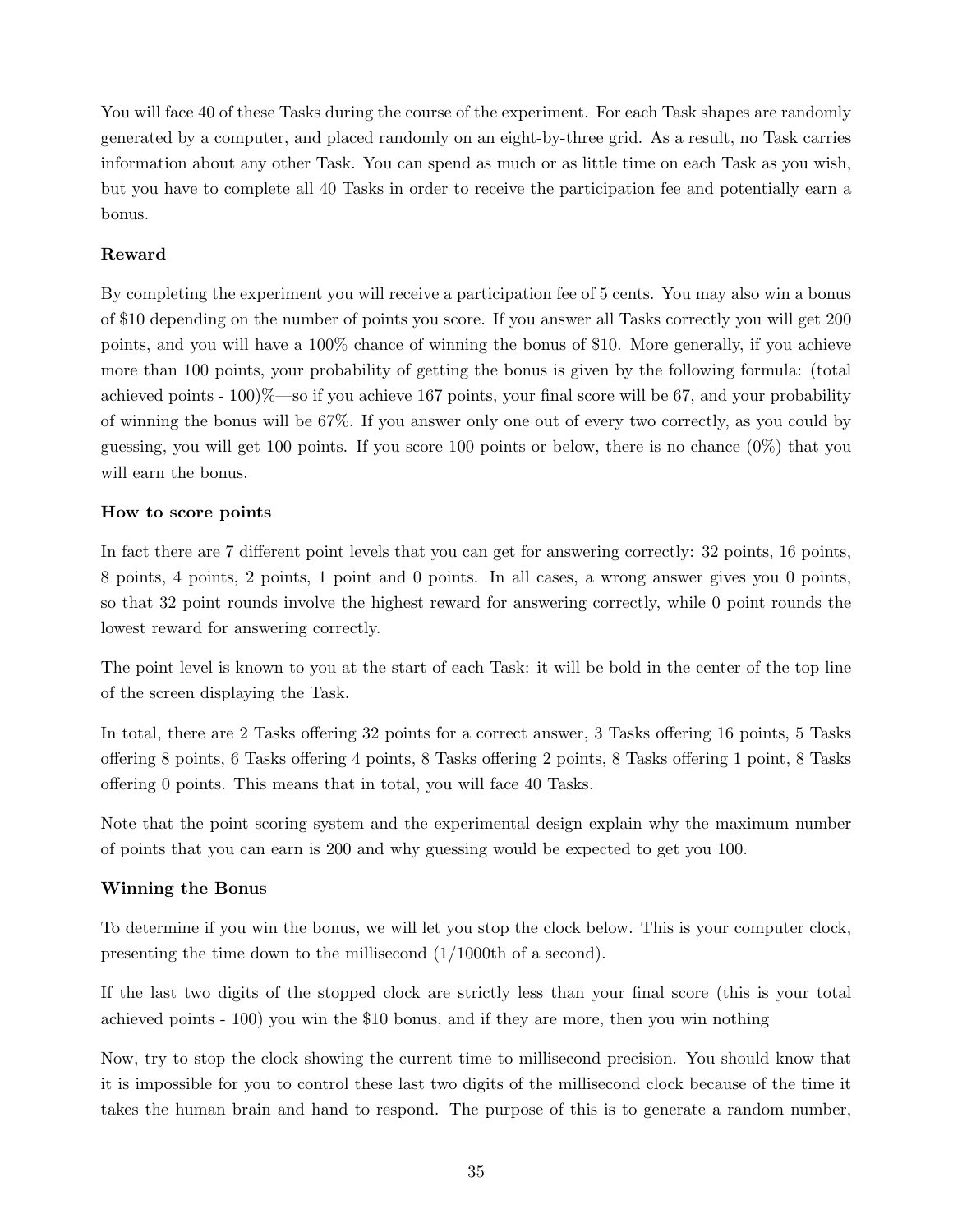You will face 40 of these Tasks during the course of the experiment. For each Task shapes are randomly generated by a computer, and placed randomly on an eight-by-three grid. As a result, no Task carries information about any other Task. You can spend as much or as little time on each Task as you wish, but you have to complete all 40 Tasks in order to receive the participation fee and potentially earn a bonus.

**Reward**

By completing the experiment you will receive a participation fee of 5 cents. You may also win a bonus of $10 depending on the number of points you score. If you answer all Tasks correctly you will get 200 points, and you will have a 100% chance of winning the bonus of $10. More generally, if you achieve more than 100 points, your probability of getting the bonus is given by the following formula: (total achieved points - 100)%—so if you achieve 167 points, your final score will be 67, and your probability of winning the bonus will be 67%. If you answer only one out of every two correctly, as you could by guessing, you will get 100 points. If you score 100 points or below, there is no chance (0%) that you will earn the bonus.

**How to score points**

In fact there are 7 different point levels that you can get for answering correctly: 32 points, 16 points, 8 points, 4 points, 2 points, 1 point and 0 points. In all cases, a wrong answer gives you 0 points, so that 32 point rounds involve the highest reward for answering correctly, while 0 point rounds the lowest reward for answering correctly.

The point level is known to you at the start of each Task: it will be bold in the center of the top line of the screen displaying the Task.

In total, there are 2 Tasks offering 32 points for a correct answer, 3 Tasks offering 16 points, 5 Tasks offering 8 points, 6 Tasks offering 4 points, 8 Tasks offering 2 points, 8 Tasks offering 1 point, 8 Tasks offering 0 points. This means that in total, you will face 40 Tasks.

Note that the point scoring system and the experimental design explain why the maximum number of points that you can earn is 200 and why guessing would be expected to get you 100.

**Winning the Bonus**

To determine if you win the bonus, we will let you stop the clock below. This is your computer clock, presenting the time down to the millisecond (1/1000th of a second).

If the last two digits of the stopped clock are strictly less than your final score (this is your total achieved points - 100) you win the $10 bonus, and if they are more, then you win nothing

Now, try to stop the clock showing the current time to millisecond precision. You should know that it is impossible for you to control these last two digits of the millisecond clock because of the time it takes the human brain and hand to respond. The purpose of this is to generate a random number,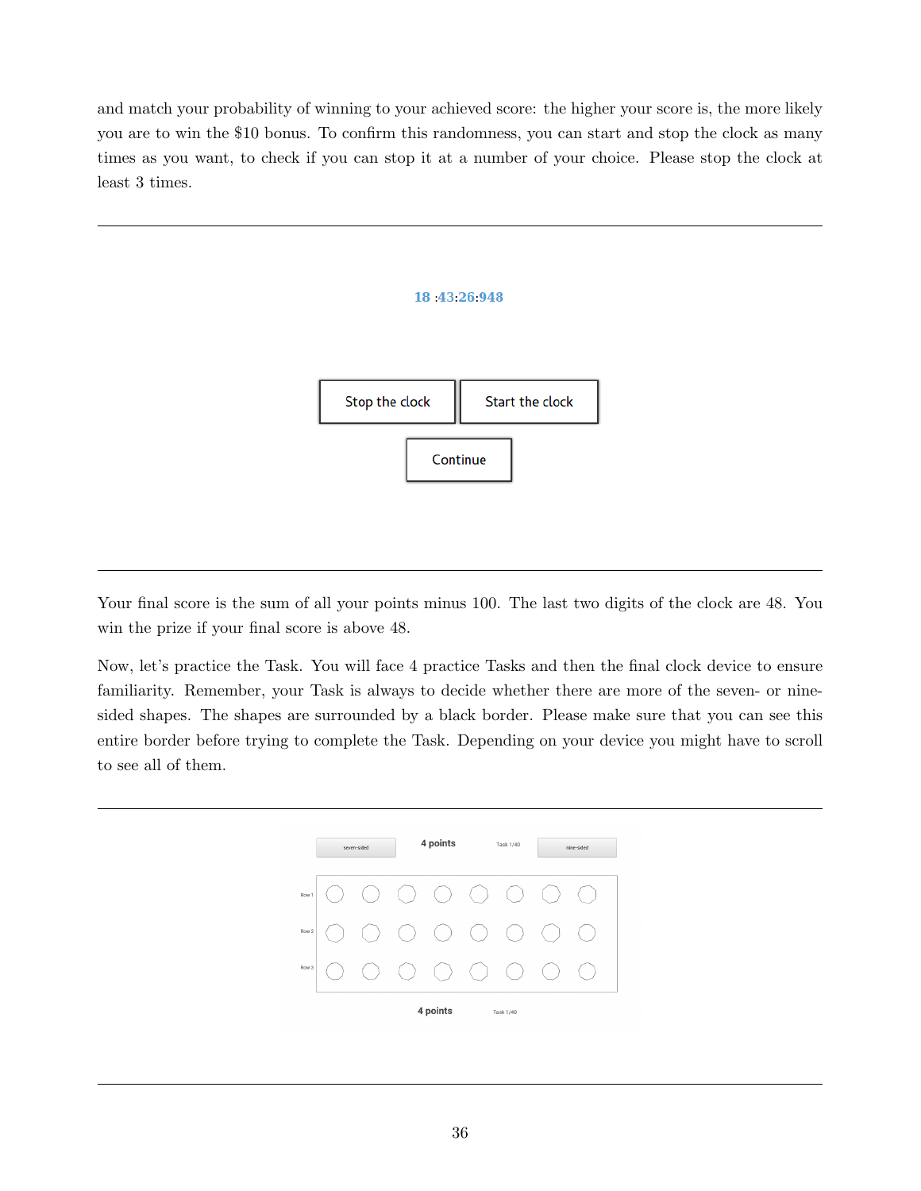and match your probability of winning to your achieved score: the higher your score is, the more likely you are to win the $10 bonus. To confirm this randomness, you can start and stop the clock as many times as you want, to check if you can stop it at a number of your choice. Please stop the clock at least 3 times.

---

18 :43:26:948

Stop the clock | Start the clock

Continue

---

Your final score is the sum of all your points minus 100. The last two digits of the clock are 48. You win the prize if your final score is above 48.

Now, let's practice the Task. You will face 4 practice Tasks and then the final clock device to ensure familiarity. Remember, your Task is always to decide whether there are more of the seven- or nine-sided shapes. The shapes are surrounded by a black border. Please make sure that you can see this entire border before trying to complete the Task. Depending on your device you might have to scroll to see all of them.

---

seven-sided | **4 points** | Task 1/40 | nine-sided

Row 1

Row 2

Row 3

**4 points** Task 1/40

---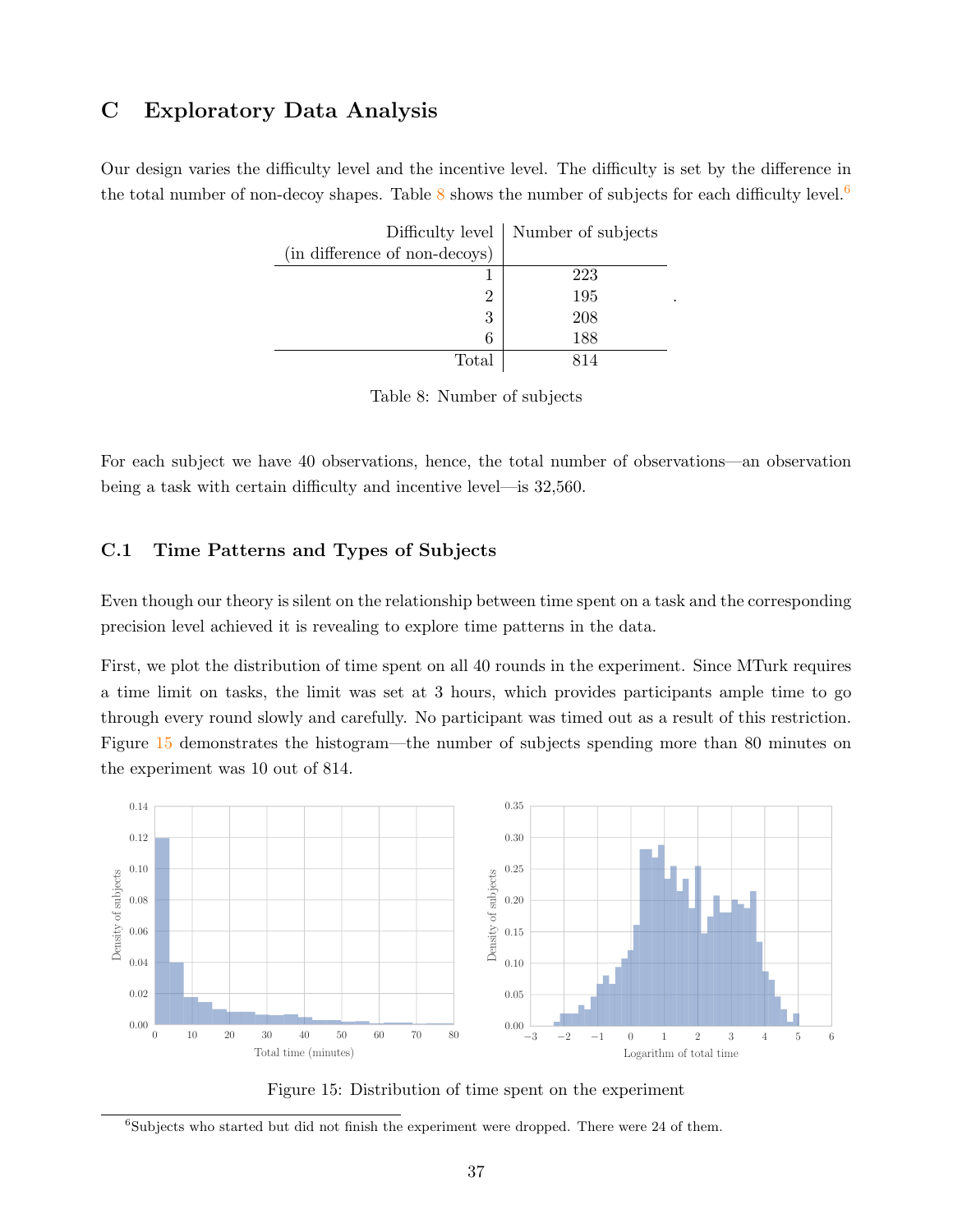## C Exploratory Data Analysis

Our design varies the difficulty level and the incentive level. The difficulty is set by the difference in the total number of non-decoy shapes. Table 8 shows the number of subjects for each difficulty level.[6]

| Difficulty level (in difference of non-decoys) | Number of subjects |
|---|---|
| 1 | 223 |
| 2 | 195 |
| 3 | 208 |
| 6 | 188 |
| Total | 814 |

Table 8: Number of subjects

For each subject we have 40 observations, hence, the total number of observations—an observation being a task with certain difficulty and incentive level—is 32,560.

### C.1 Time Patterns and Types of Subjects

Even though our theory is silent on the relationship between time spent on a task and the corresponding precision level achieved it is revealing to explore time patterns in the data.

First, we plot the distribution of time spent on all 40 rounds in the experiment. Since MTurk requires a time limit on tasks, the limit was set at 3 hours, which provides participants ample time to go through every round slowly and carefully. No participant was timed out as a result of this restriction. Figure 15 demonstrates the histogram—the number of subjects spending more than 80 minutes on the experiment was 10 out of 814.

Figure 15: Distribution of time spent on the experiment

[6] Subjects who started but did not finish the experiment were dropped. There were 24 of them.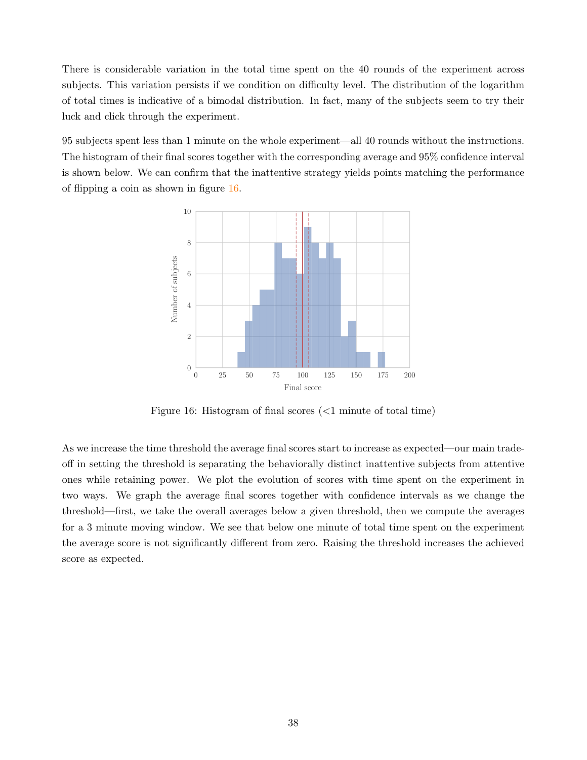There is considerable variation in the total time spent on the 40 rounds of the experiment across subjects. This variation persists if we condition on difficulty level. The distribution of the logarithm of total times is indicative of a bimodal distribution. In fact, many of the subjects seem to try their luck and click through the experiment.

95 subjects spent less than 1 minute on the whole experiment—all 40 rounds without the instructions. The histogram of their final scores together with the corresponding average and 95% confidence interval is shown below. We can confirm that the inattentive strategy yields points matching the performance of flipping a coin as shown in figure 16.

Figure 16: Histogram of final scores (<1 minute of total time)

As we increase the time threshold the average final scores start to increase as expected—our main trade-off in setting the threshold is separating the behaviorally distinct inattentive subjects from attentive ones while retaining power. We plot the evolution of scores with time spent on the experiment in two ways. We graph the average final scores together with confidence intervals as we change the threshold—first, we take the overall averages below a given threshold, then we compute the averages for a 3 minute moving window. We see that below one minute of total time spent on the experiment the average score is not significantly different from zero. Raising the threshold increases the achieved score as expected.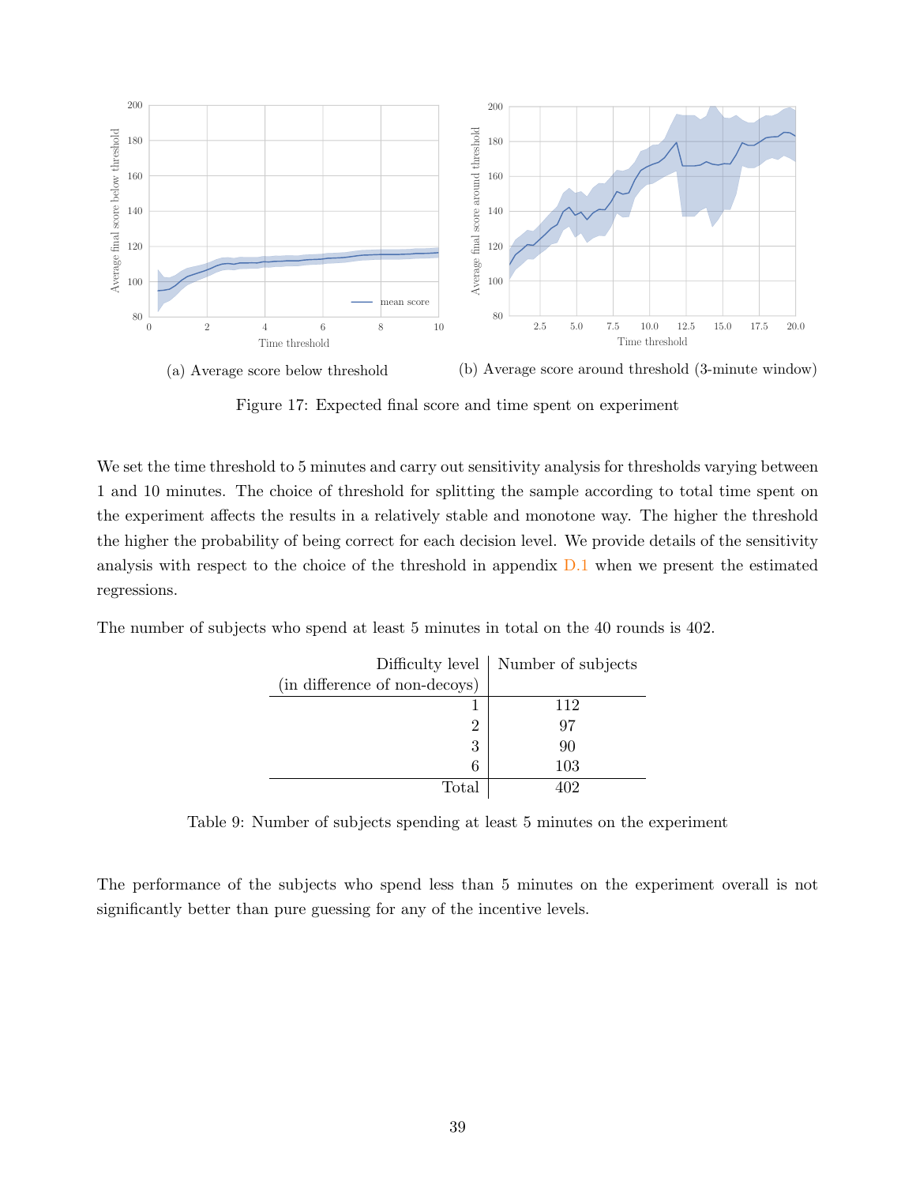(a) Average score below threshold

(b) Average score around threshold (3-minute window)

Figure 17: Expected final score and time spent on experiment

We set the time threshold to 5 minutes and carry out sensitivity analysis for thresholds varying between 1 and 10 minutes. The choice of threshold for splitting the sample according to total time spent on the experiment affects the results in a relatively stable and monotone way. The higher the threshold the higher the probability of being correct for each decision level. We provide details of the sensitivity analysis with respect to the choice of the threshold in appendix D.1 when we present the estimated regressions.

The number of subjects who spend at least 5 minutes in total on the 40 rounds is 402.

| Difficulty level (in difference of non-decoys) | Number of subjects |
|---|---|
| 1 | 112 |
| 2 | 97 |
| 3 | 90 |
| 6 | 103 |
| Total | 402 |

Table 9: Number of subjects spending at least 5 minutes on the experiment

The performance of the subjects who spend less than 5 minutes on the experiment overall is not significantly better than pure guessing for any of the incentive levels.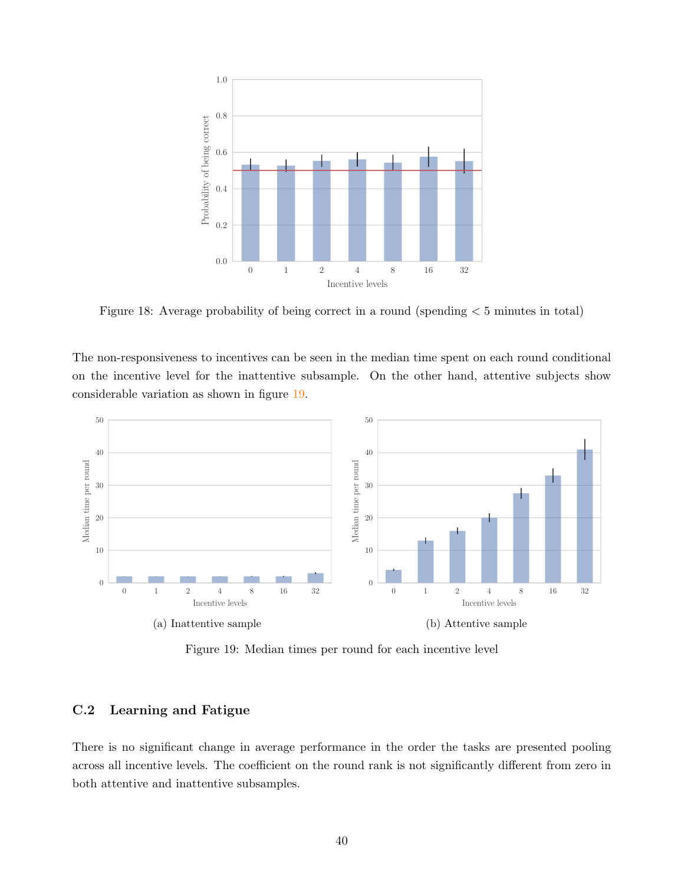Figure 18: Average probability of being correct in a round (spending $< 5$ minutes in total)

The non-responsiveness to incentives can be seen in the median time spent on each round conditional on the incentive level for the inattentive subsample. On the other hand, attentive subjects show considerable variation as shown in figure 19.

(a) Inattentive sample

(b) Attentive sample

Figure 19: Median times per round for each incentive level

## C.2 Learning and Fatigue

There is no significant change in average performance in the order the tasks are presented pooling across all incentive levels. The coefficient on the round rank is not significantly different from zero in both attentive and inattentive subsamples.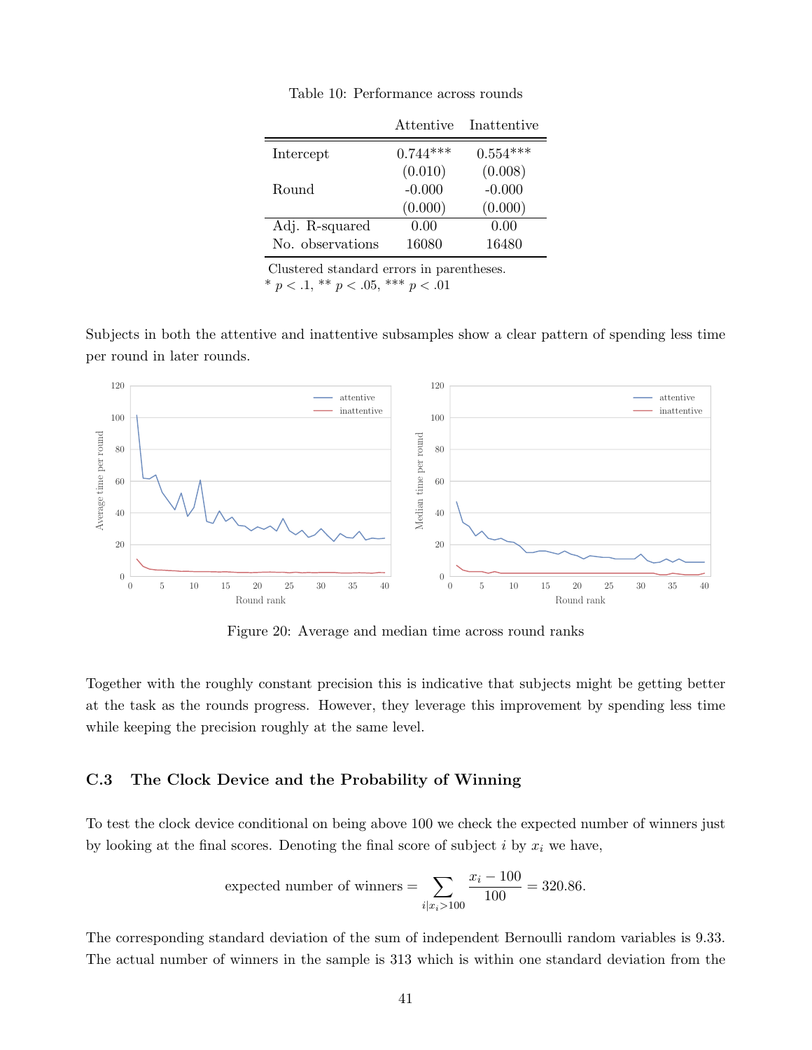Table 10: Performance across rounds

| | Attentive | Inattentive |
|---|---|---|
| Intercept | 0.744*** | 0.554*** |
| | (0.010) | (0.008) |
| Round | -0.000 | -0.000 |
| | (0.000) | (0.000) |
| Adj. R-squared | 0.00 | 0.00 |
| No. observations | 16080 | 16480 |

Clustered standard errors in parentheses.
* $p < .1$, ** $p < .05$, *** $p < .01$

Subjects in both the attentive and inattentive subsamples show a clear pattern of spending less time per round in later rounds.

Figure 20: Average and median time across round ranks

Together with the roughly constant precision this is indicative that subjects might be getting better at the task as the rounds progress. However, they leverage this improvement by spending less time while keeping the precision roughly at the same level.

### C.3 The Clock Device and the Probability of Winning

To test the clock device conditional on being above 100 we check the expected number of winners just by looking at the final scores. Denoting the final score of subject $i$ by $x_i$ we have,

$$\text{expected number of winners} = \sum_{i|x_i>100} \frac{x_i - 100}{100} = 320.86.$$

The corresponding standard deviation of the sum of independent Bernoulli random variables is 9.33. The actual number of winners in the sample is 313 which is within one standard deviation from the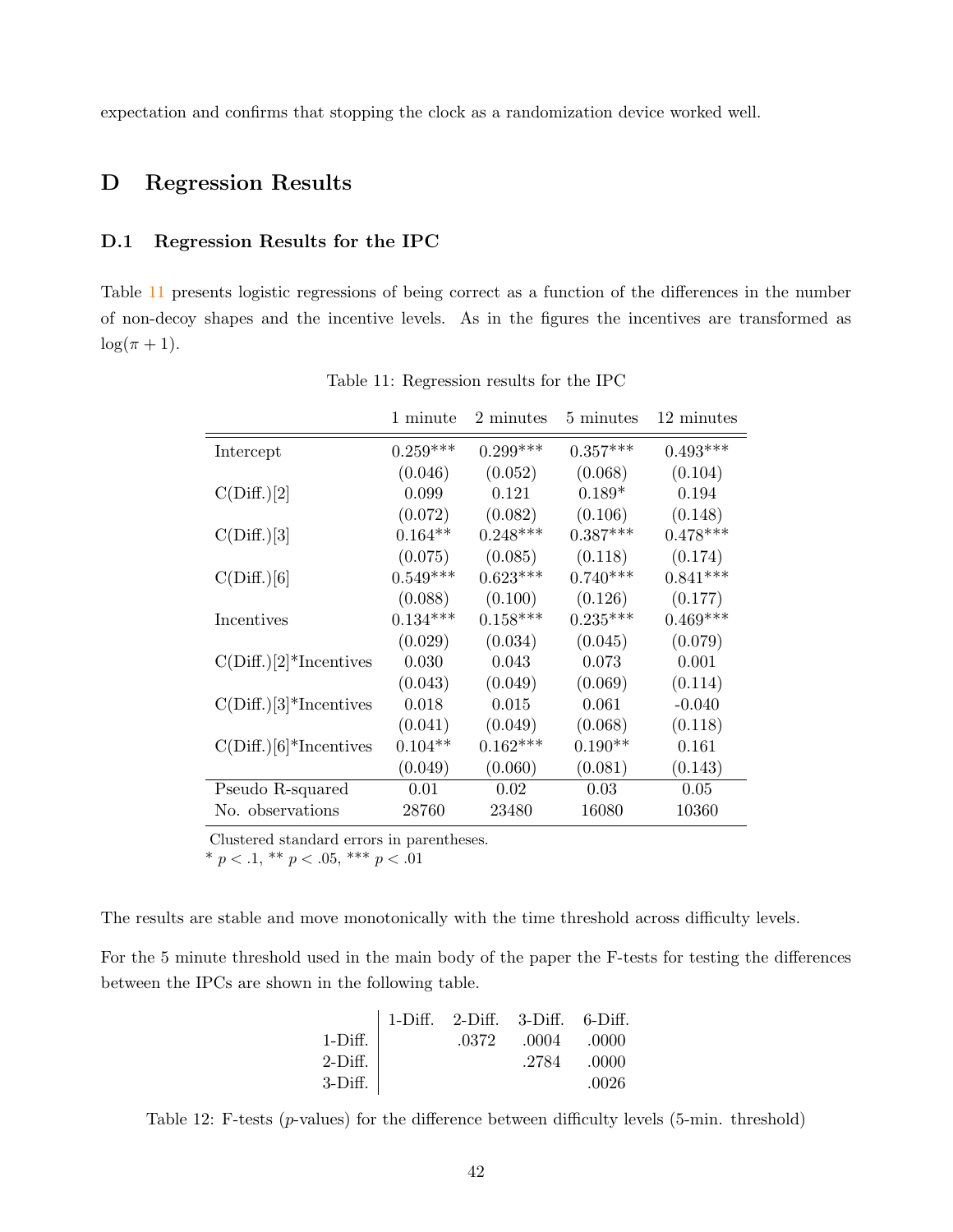expectation and confirms that stopping the clock as a randomization device worked well.

# D Regression Results

## D.1 Regression Results for the IPC

Table 11 presents logistic regressions of being correct as a function of the differences in the number of non-decoy shapes and the incentive levels. As in the figures the incentives are transformed as $\log(\pi + 1)$.

Table 11: Regression results for the IPC

| | 1 minute | 2 minutes | 5 minutes | 12 minutes |
|---|---|---|---|---|
| Intercept | 0.259*** | 0.299*** | 0.357*** | 0.493*** |
| | (0.046) | (0.052) | (0.068) | (0.104) |
| C(Diff.)[2] | 0.099 | 0.121 | 0.189* | 0.194 |
| | (0.072) | (0.082) | (0.106) | (0.148) |
| C(Diff.)[3] | 0.164** | 0.248*** | 0.387*** | 0.478*** |
| | (0.075) | (0.085) | (0.118) | (0.174) |
| C(Diff.)[6] | 0.549*** | 0.623*** | 0.740*** | 0.841*** |
| | (0.088) | (0.100) | (0.126) | (0.177) |
| Incentives | 0.134*** | 0.158*** | 0.235*** | 0.469*** |
| | (0.029) | (0.034) | (0.045) | (0.079) |
| C(Diff.)[2]*Incentives | 0.030 | 0.043 | 0.073 | 0.001 |
| | (0.043) | (0.049) | (0.069) | (0.114) |
| C(Diff.)[3]*Incentives | 0.018 | 0.015 | 0.061 | -0.040 |
| | (0.041) | (0.049) | (0.068) | (0.118) |
| C(Diff.)[6]*Incentives | 0.104** | 0.162*** | 0.190** | 0.161 |
| | (0.049) | (0.060) | (0.081) | (0.143) |
| Pseudo R-squared | 0.01 | 0.02 | 0.03 | 0.05 |
| No. observations | 28760 | 23480 | 16080 | 10360 |

Clustered standard errors in parentheses.
* $p < .1$, ** $p < .05$, *** $p < .01$

The results are stable and move monotonically with the time threshold across difficulty levels.

For the 5 minute threshold used in the main body of the paper the F-tests for testing the differences between the IPCs are shown in the following table.

| | 1-Diff. | 2-Diff. | 3-Diff. | 6-Diff. |
|---|---|---|---|---|
| 1-Diff. | | .0372 | .0004 | .0000 |
| 2-Diff. | | | .2784 | .0000 |
| 3-Diff. | | | | .0026 |

Table 12: F-tests ($p$-values) for the difference between difficulty levels (5-min. threshold)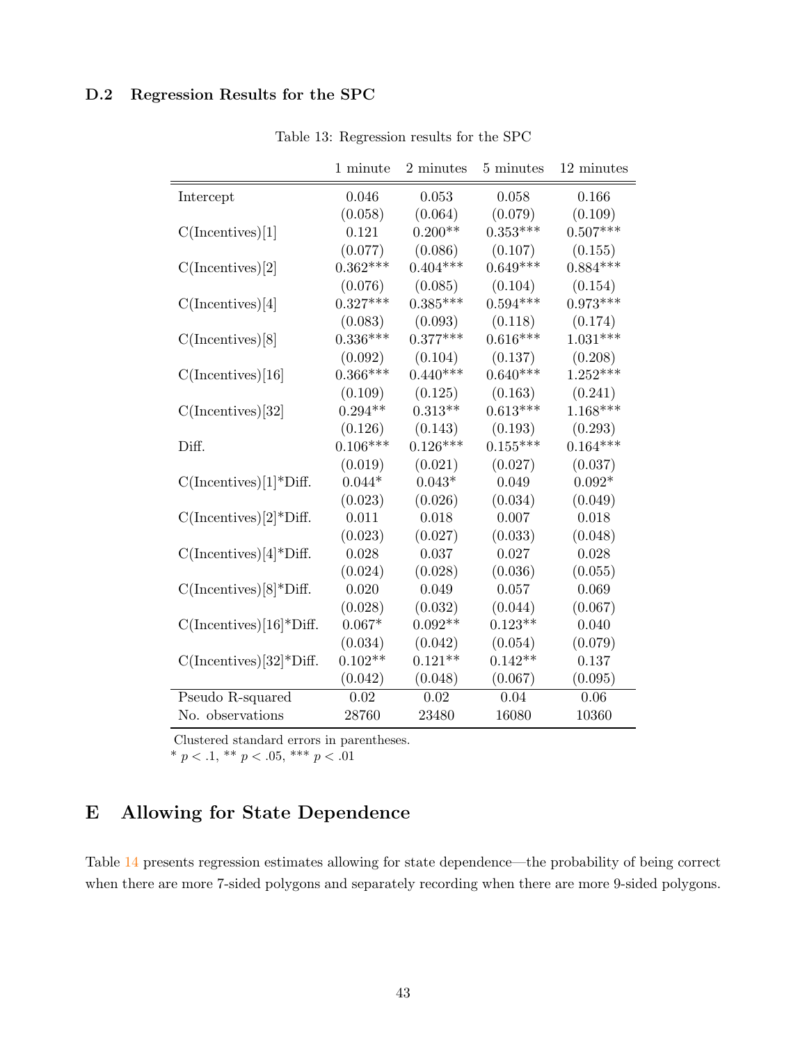### D.2 Regression Results for the SPC

Table 13: Regression results for the SPC

| | 1 minute | 2 minutes | 5 minutes | 12 minutes |
|---|---|---|---|---|
| Intercept | 0.046 | 0.053 | 0.058 | 0.166 |
| | (0.058) | (0.064) | (0.079) | (0.109) |
| C(Incentives)[1] | 0.121 | 0.200** | 0.353*** | 0.507*** |
| | (0.077) | (0.086) | (0.107) | (0.155) |
| C(Incentives)[2] | 0.362*** | 0.404*** | 0.649*** | 0.884*** |
| | (0.076) | (0.085) | (0.104) | (0.154) |
| C(Incentives)[4] | 0.327*** | 0.385*** | 0.594*** | 0.973*** |
| | (0.083) | (0.093) | (0.118) | (0.174) |
| C(Incentives)[8] | 0.336*** | 0.377*** | 0.616*** | 1.031*** |
| | (0.092) | (0.104) | (0.137) | (0.208) |
| C(Incentives)[16] | 0.366*** | 0.440*** | 0.640*** | 1.252*** |
| | (0.109) | (0.125) | (0.163) | (0.241) |
| C(Incentives)[32] | 0.294** | 0.313** | 0.613*** | 1.168*** |
| | (0.126) | (0.143) | (0.193) | (0.293) |
| Diff. | 0.106*** | 0.126*** | 0.155*** | 0.164*** |
| | (0.019) | (0.021) | (0.027) | (0.037) |
| C(Incentives)[1]*Diff. | 0.044* | 0.043* | 0.049 | 0.092* |
| | (0.023) | (0.026) | (0.034) | (0.049) |
| C(Incentives)[2]*Diff. | 0.011 | 0.018 | 0.007 | 0.018 |
| | (0.023) | (0.027) | (0.033) | (0.048) |
| C(Incentives)[4]*Diff. | 0.028 | 0.037 | 0.027 | 0.028 |
| | (0.024) | (0.028) | (0.036) | (0.055) |
| C(Incentives)[8]*Diff. | 0.020 | 0.049 | 0.057 | 0.069 |
| | (0.028) | (0.032) | (0.044) | (0.067) |
| C(Incentives)[16]*Diff. | 0.067* | 0.092** | 0.123** | 0.040 |
| | (0.034) | (0.042) | (0.054) | (0.079) |
| C(Incentives)[32]*Diff. | 0.102** | 0.121** | 0.142** | 0.137 |
| | (0.042) | (0.048) | (0.067) | (0.095) |
| Pseudo R-squared | 0.02 | 0.02 | 0.04 | 0.06 |
| No. observations | 28760 | 23480 | 16080 | 10360 |

Clustered standard errors in parentheses.
* $p < .1$, ** $p < .05$, *** $p < .01$

# E Allowing for State Dependence

Table 14 presents regression estimates allowing for state dependence—the probability of being correct when there are more 7-sided polygons and separately recording when there are more 9-sided polygons.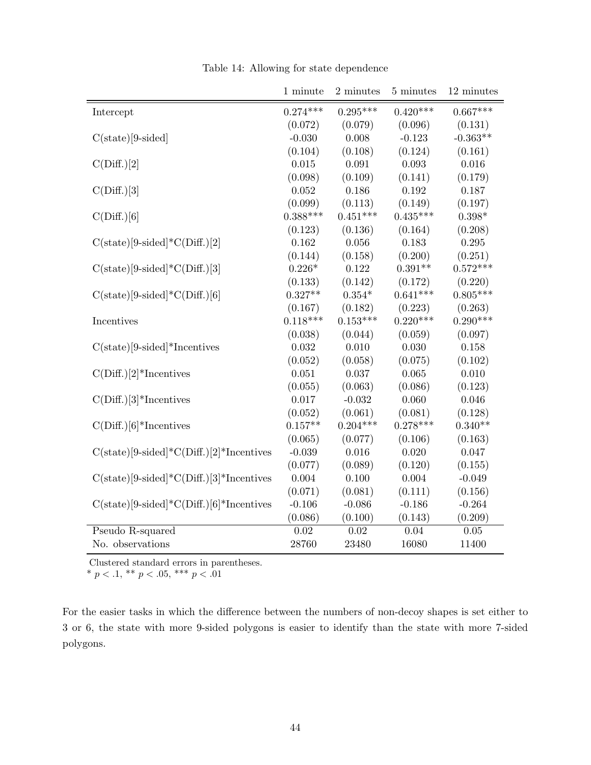Table 14: Allowing for state dependence

| | 1 minute | 2 minutes | 5 minutes | 12 minutes |
|---|---|---|---|---|
| Intercept | 0.274*** | 0.295*** | 0.420*** | 0.667*** |
| | (0.072) | (0.079) | (0.096) | (0.131) |
| C(state)[9-sided] | -0.030 | 0.008 | -0.123 | -0.363** |
| | (0.104) | (0.108) | (0.124) | (0.161) |
| C(Diff.)[2] | 0.015 | 0.091 | 0.093 | 0.016 |
| | (0.098) | (0.109) | (0.141) | (0.179) |
| C(Diff.)[3] | 0.052 | 0.186 | 0.192 | 0.187 |
| | (0.099) | (0.113) | (0.149) | (0.197) |
| C(Diff.)[6] | 0.388*** | 0.451*** | 0.435*** | 0.398* |
| | (0.123) | (0.136) | (0.164) | (0.208) |
| C(state)[9-sided]*C(Diff.)[2] | 0.162 | 0.056 | 0.183 | 0.295 |
| | (0.144) | (0.158) | (0.200) | (0.251) |
| C(state)[9-sided]*C(Diff.)[3] | 0.226* | 0.122 | 0.391** | 0.572*** |
| | (0.133) | (0.142) | (0.172) | (0.220) |
| C(state)[9-sided]*C(Diff.)[6] | 0.327** | 0.354* | 0.641*** | 0.805*** |
| | (0.167) | (0.182) | (0.223) | (0.263) |
| Incentives | 0.118*** | 0.153*** | 0.220*** | 0.290*** |
| | (0.038) | (0.044) | (0.059) | (0.097) |
| C(state)[9-sided]*Incentives | 0.032 | 0.010 | 0.030 | 0.158 |
| | (0.052) | (0.058) | (0.075) | (0.102) |
| C(Diff.)[2]*Incentives | 0.051 | 0.037 | 0.065 | 0.010 |
| | (0.055) | (0.063) | (0.086) | (0.123) |
| C(Diff.)[3]*Incentives | 0.017 | -0.032 | 0.060 | 0.046 |
| | (0.052) | (0.061) | (0.081) | (0.128) |
| C(Diff.)[6]*Incentives | 0.157** | 0.204*** | 0.278*** | 0.340** |
| | (0.065) | (0.077) | (0.106) | (0.163) |
| C(state)[9-sided]*C(Diff.)[2]*Incentives | -0.039 | 0.016 | 0.020 | 0.047 |
| | (0.077) | (0.089) | (0.120) | (0.155) |
| C(state)[9-sided]*C(Diff.)[3]*Incentives | 0.004 | 0.100 | 0.004 | -0.049 |
| | (0.071) | (0.081) | (0.111) | (0.156) |
| C(state)[9-sided]*C(Diff.)[6]*Incentives | -0.106 | -0.086 | -0.186 | -0.264 |
| | (0.086) | (0.100) | (0.143) | (0.209) |
| Pseudo R-squared | 0.02 | 0.02 | 0.04 | 0.05 |
| No. observations | 28760 | 23480 | 16080 | 11400 |

Clustered standard errors in parentheses.
\* $p < .1$, \*\* $p < .05$, \*\*\* $p < .01$

For the easier tasks in which the difference between the numbers of non-decoy shapes is set either to 3 or 6, the state with more 9-sided polygons is easier to identify than the state with more 7-sided polygons.